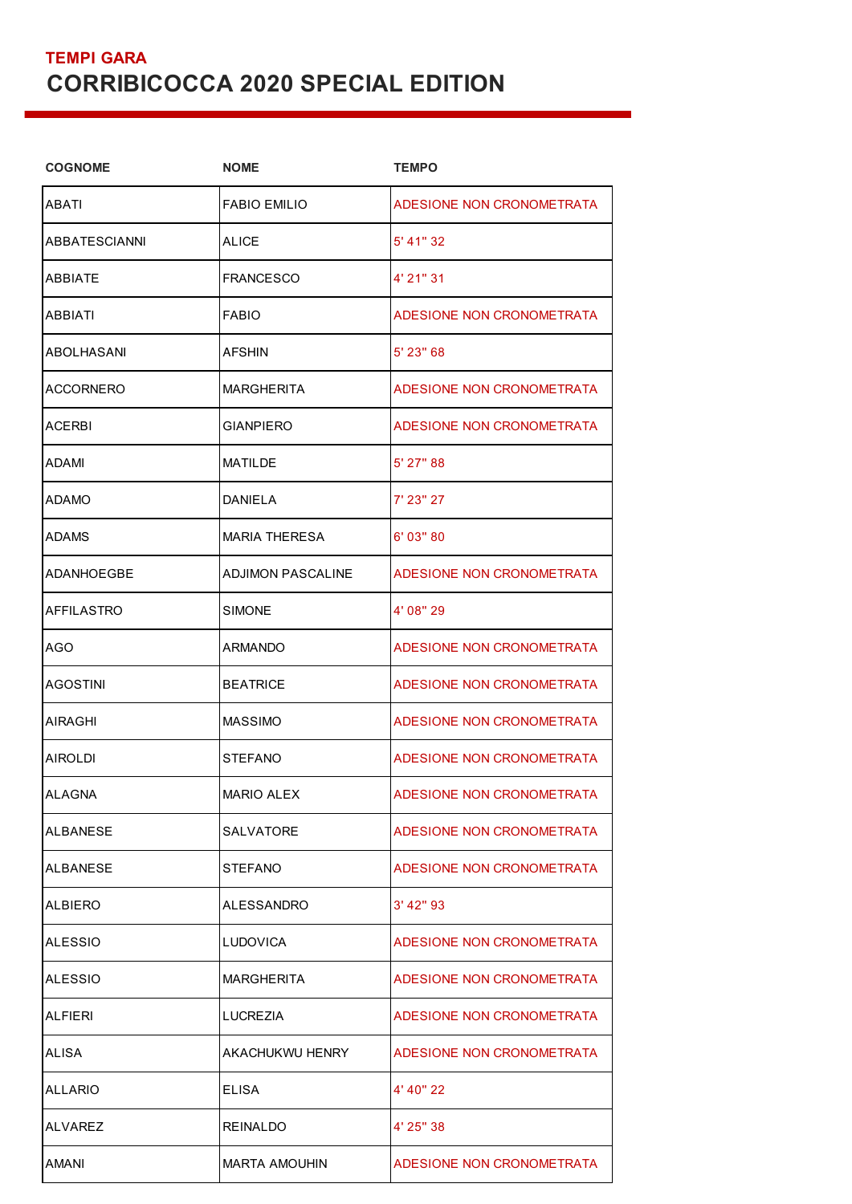## TEMPI GARA

# CORRIBICOCCA 2020 SPECIAL EDITION

| COGNOME | NOME | TEMPO |
|---|---|---|
| ABATI | FABIO EMILIO | ADESIONE NON CRONOMETRATA |
| ABBATESCIANNI | ALICE | 5' 41" 32 |
| ABBIATE | FRANCESCO | 4' 21" 31 |
| ABBIATI | FABIO | ADESIONE NON CRONOMETRATA |
| ABOLHASANI | AFSHIN | 5' 23" 68 |
| ACCORNERO | MARGHERITA | ADESIONE NON CRONOMETRATA |
| ACERBI | GIANPIERO | ADESIONE NON CRONOMETRATA |
| ADAMI | MATILDE | 5' 27" 88 |
| ADAMO | DANIELA | 7' 23" 27 |
| ADAMS | MARIA THERESA | 6' 03" 80 |
| ADANHOEGBE | ADJIMON PASCALINE | ADESIONE NON CRONOMETRATA |
| AFFILASTRO | SIMONE | 4' 08" 29 |
| AGO | ARMANDO | ADESIONE NON CRONOMETRATA |
| AGOSTINI | BEATRICE | ADESIONE NON CRONOMETRATA |
| AIRAGHI | MASSIMO | ADESIONE NON CRONOMETRATA |
| AIROLDI | STEFANO | ADESIONE NON CRONOMETRATA |
| ALAGNA | MARIO ALEX | ADESIONE NON CRONOMETRATA |
| ALBANESE | SALVATORE | ADESIONE NON CRONOMETRATA |
| ALBANESE | STEFANO | ADESIONE NON CRONOMETRATA |
| ALBIERO | ALESSANDRO | 3' 42" 93 |
| ALESSIO | LUDOVICA | ADESIONE NON CRONOMETRATA |
| ALESSIO | MARGHERITA | ADESIONE NON CRONOMETRATA |
| ALFIERI | LUCREZIA | ADESIONE NON CRONOMETRATA |
| ALISA | AKACHUKWU HENRY | ADESIONE NON CRONOMETRATA |
| ALLARIO | ELISA | 4' 40" 22 |
| ALVAREZ | REINALDO | 4' 25" 38 |
| AMANI | MARTA AMOUHIN | ADESIONE NON CRONOMETRATA |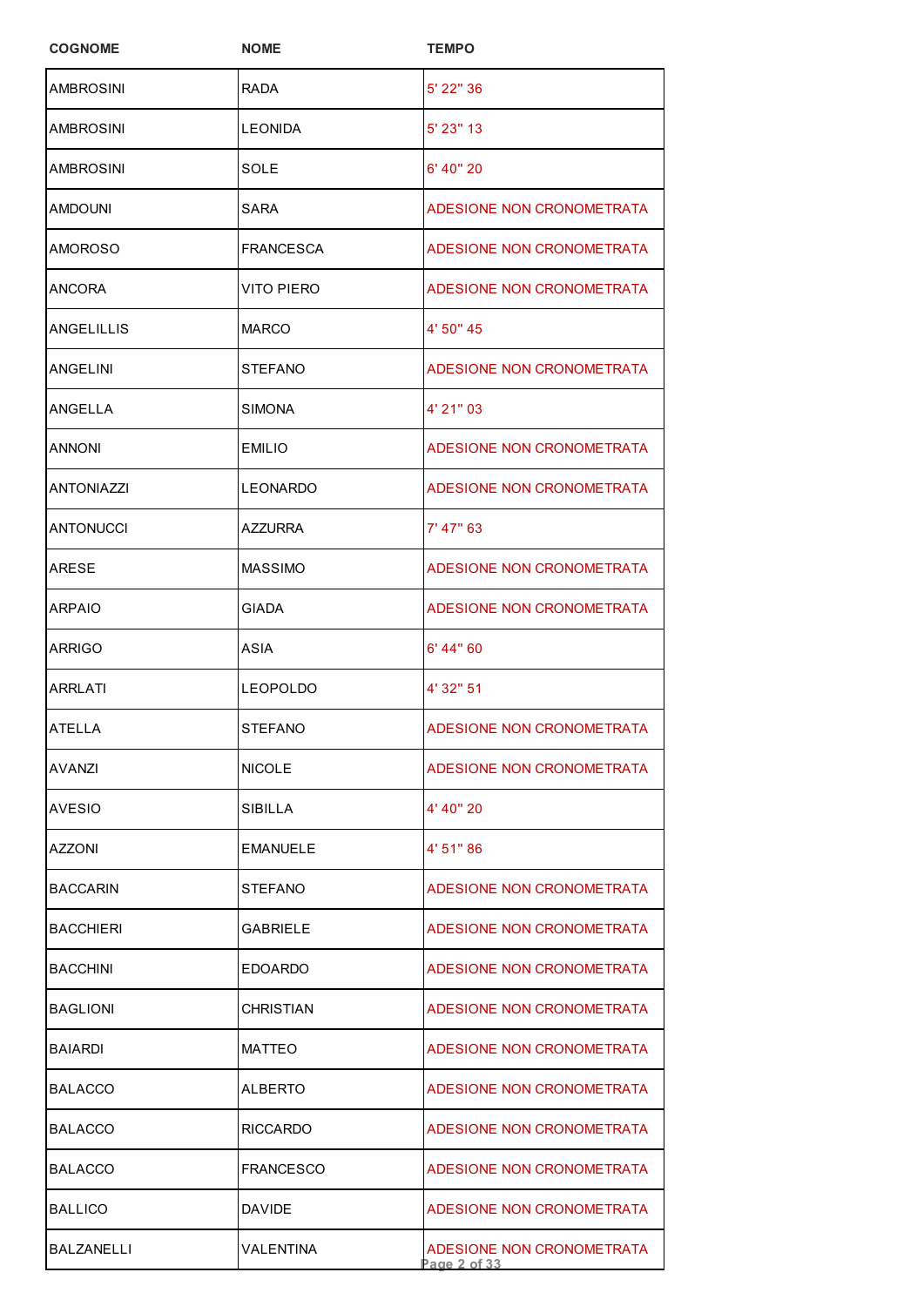| COGNOME | NOME | TEMPO |
|---|---|---|
| AMBROSINI | RADA | 5' 22" 36 |
| AMBROSINI | LEONIDA | 5' 23" 13 |
| AMBROSINI | SOLE | 6' 40" 20 |
| AMDOUNI | SARA | ADESIONE NON CRONOMETRATA |
| AMOROSO | FRANCESCA | ADESIONE NON CRONOMETRATA |
| ANCORA | VITO PIERO | ADESIONE NON CRONOMETRATA |
| ANGELILLIS | MARCO | 4' 50" 45 |
| ANGELINI | STEFANO | ADESIONE NON CRONOMETRATA |
| ANGELLA | SIMONA | 4' 21" 03 |
| ANNONI | EMILIO | ADESIONE NON CRONOMETRATA |
| ANTONIAZZI | LEONARDO | ADESIONE NON CRONOMETRATA |
| ANTONUCCI | AZZURRA | 7' 47" 63 |
| ARESE | MASSIMO | ADESIONE NON CRONOMETRATA |
| ARPAIO | GIADA | ADESIONE NON CRONOMETRATA |
| ARRIGO | ASIA | 6' 44" 60 |
| ARRLATI | LEOPOLDO | 4' 32" 51 |
| ATELLA | STEFANO | ADESIONE NON CRONOMETRATA |
| AVANZI | NICOLE | ADESIONE NON CRONOMETRATA |
| AVESIO | SIBILLA | 4' 40" 20 |
| AZZONI | EMANUELE | 4' 51" 86 |
| BACCARIN | STEFANO | ADESIONE NON CRONOMETRATA |
| BACCHIERI | GABRIELE | ADESIONE NON CRONOMETRATA |
| BACCHINI | EDOARDO | ADESIONE NON CRONOMETRATA |
| BAGLIONI | CHRISTIAN | ADESIONE NON CRONOMETRATA |
| BAIARDI | MATTEO | ADESIONE NON CRONOMETRATA |
| BALACCO | ALBERTO | ADESIONE NON CRONOMETRATA |
| BALACCO | RICCARDO | ADESIONE NON CRONOMETRATA |
| BALACCO | FRANCESCO | ADESIONE NON CRONOMETRATA |
| BALLICO | DAVIDE | ADESIONE NON CRONOMETRATA |
| BALZANELLI | VALENTINA | ADESIONE NON CRONOMETRATA |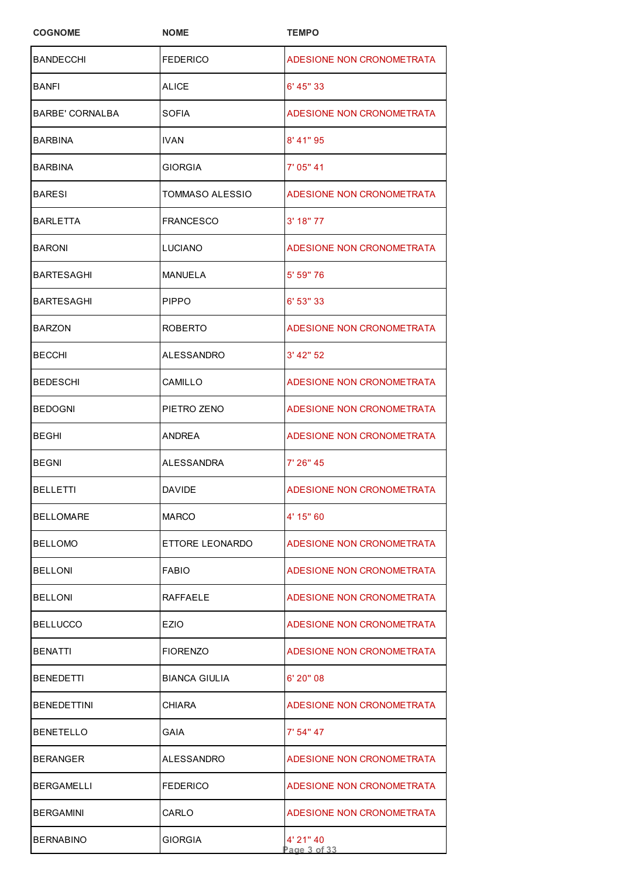| COGNOME | NOME | TEMPO |
|---|---|---|
| BANDECCHI | FEDERICO | ADESIONE NON CRONOMETRATA |
| BANFI | ALICE | 6' 45" 33 |
| BARBE' CORNALBA | SOFIA | ADESIONE NON CRONOMETRATA |
| BARBINA | IVAN | 8' 41" 95 |
| BARBINA | GIORGIA | 7' 05" 41 |
| BARESI | TOMMASO ALESSIO | ADESIONE NON CRONOMETRATA |
| BARLETTA | FRANCESCO | 3' 18" 77 |
| BARONI | LUCIANO | ADESIONE NON CRONOMETRATA |
| BARTESAGHI | MANUELA | 5' 59" 76 |
| BARTESAGHI | PIPPO | 6' 53" 33 |
| BARZON | ROBERTO | ADESIONE NON CRONOMETRATA |
| BECCHI | ALESSANDRO | 3' 42" 52 |
| BEDESCHI | CAMILLO | ADESIONE NON CRONOMETRATA |
| BEDOGNI | PIETRO ZENO | ADESIONE NON CRONOMETRATA |
| BEGHI | ANDREA | ADESIONE NON CRONOMETRATA |
| BEGNI | ALESSANDRA | 7' 26" 45 |
| BELLETTI | DAVIDE | ADESIONE NON CRONOMETRATA |
| BELLOMARE | MARCO | 4' 15" 60 |
| BELLOMO | ETTORE LEONARDO | ADESIONE NON CRONOMETRATA |
| BELLONI | FABIO | ADESIONE NON CRONOMETRATA |
| BELLONI | RAFFAELE | ADESIONE NON CRONOMETRATA |
| BELLUCCO | EZIO | ADESIONE NON CRONOMETRATA |
| BENATTI | FIORENZO | ADESIONE NON CRONOMETRATA |
| BENEDETTI | BIANCA GIULIA | 6' 20" 08 |
| BENEDETTINI | CHIARA | ADESIONE NON CRONOMETRATA |
| BENETELLO | GAIA | 7' 54" 47 |
| BERANGER | ALESSANDRO | ADESIONE NON CRONOMETRATA |
| BERGAMELLI | FEDERICO | ADESIONE NON CRONOMETRATA |
| BERGAMINI | CARLO | ADESIONE NON CRONOMETRATA |
| BERNABINO | GIORGIA | 4' 21" 40 |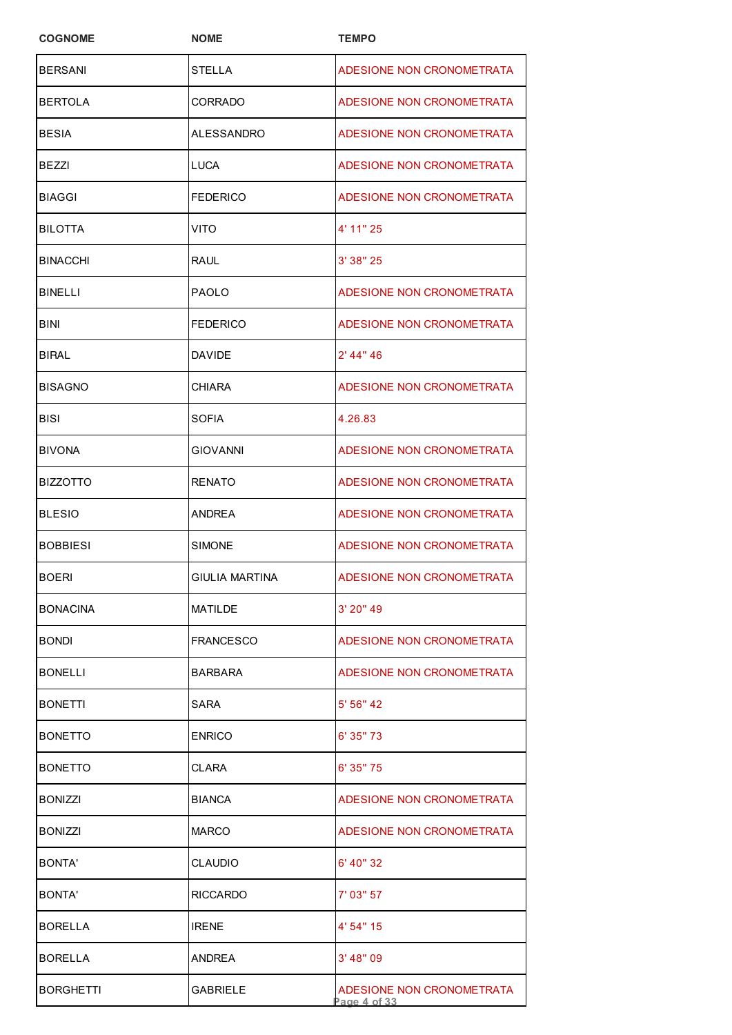| COGNOME | NOME | TEMPO |
|---|---|---|
| BERSANI | STELLA | ADESIONE NON CRONOMETRATA |
| BERTOLA | CORRADO | ADESIONE NON CRONOMETRATA |
| BESIA | ALESSANDRO | ADESIONE NON CRONOMETRATA |
| BEZZI | LUCA | ADESIONE NON CRONOMETRATA |
| BIAGGI | FEDERICO | ADESIONE NON CRONOMETRATA |
| BILOTTA | VITO | 4' 11" 25 |
| BINACCHI | RAUL | 3' 38" 25 |
| BINELLI | PAOLO | ADESIONE NON CRONOMETRATA |
| BINI | FEDERICO | ADESIONE NON CRONOMETRATA |
| BIRAL | DAVIDE | 2' 44" 46 |
| BISAGNO | CHIARA | ADESIONE NON CRONOMETRATA |
| BISI | SOFIA | 4.26.83 |
| BIVONA | GIOVANNI | ADESIONE NON CRONOMETRATA |
| BIZZOTTO | RENATO | ADESIONE NON CRONOMETRATA |
| BLESIO | ANDREA | ADESIONE NON CRONOMETRATA |
| BOBBIESI | SIMONE | ADESIONE NON CRONOMETRATA |
| BOERI | GIULIA MARTINA | ADESIONE NON CRONOMETRATA |
| BONACINA | MATILDE | 3' 20" 49 |
| BONDI | FRANCESCO | ADESIONE NON CRONOMETRATA |
| BONELLI | BARBARA | ADESIONE NON CRONOMETRATA |
| BONETTI | SARA | 5' 56" 42 |
| BONETTO | ENRICO | 6' 35" 73 |
| BONETTO | CLARA | 6' 35" 75 |
| BONIZZI | BIANCA | ADESIONE NON CRONOMETRATA |
| BONIZZI | MARCO | ADESIONE NON CRONOMETRATA |
| BONTA' | CLAUDIO | 6' 40" 32 |
| BONTA' | RICCARDO | 7' 03" 57 |
| BORELLA | IRENE | 4' 54" 15 |
| BORELLA | ANDREA | 3' 48" 09 |
| BORGHETTI | GABRIELE | ADESIONE NON CRONOMETRATA |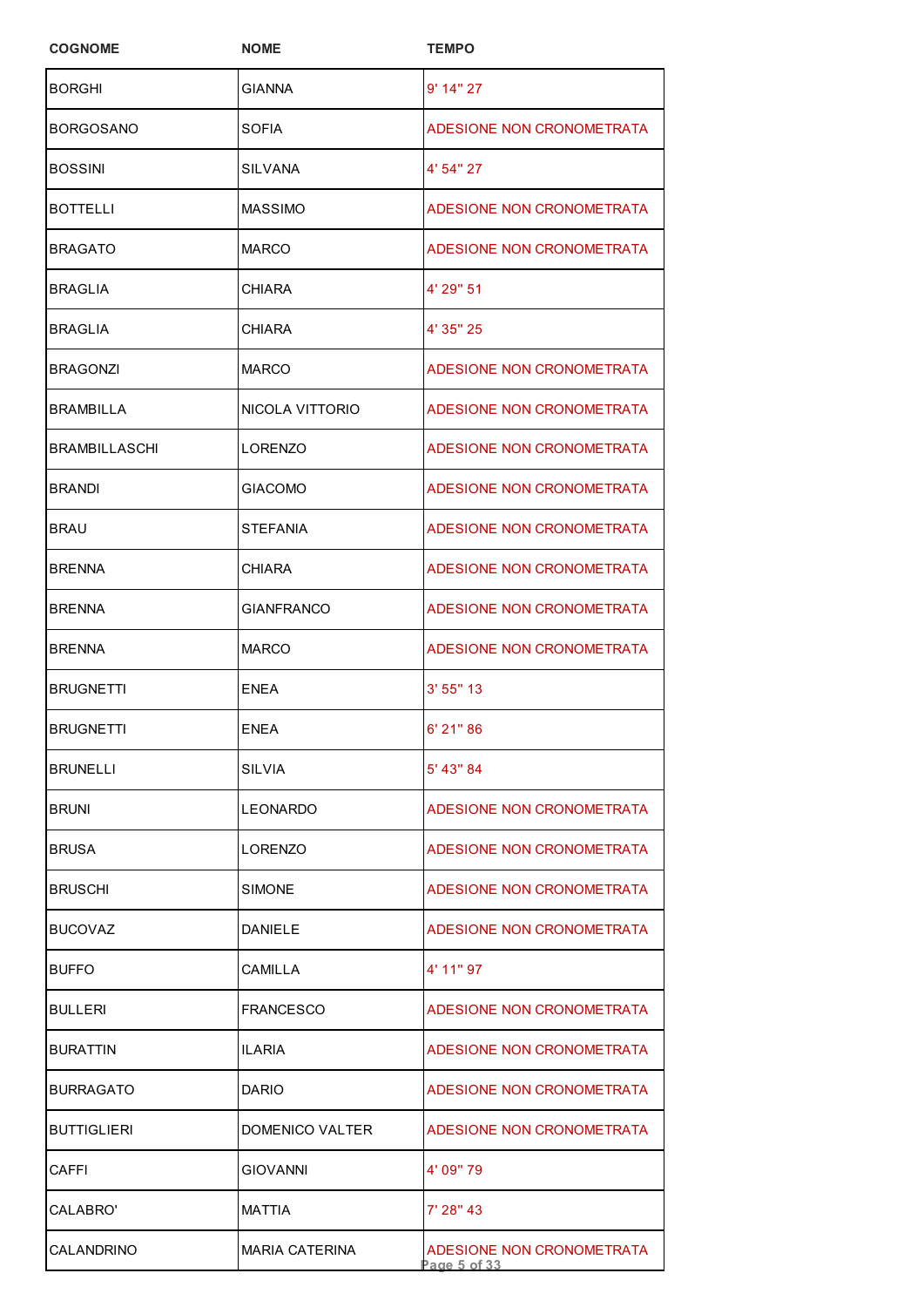| COGNOME | NOME | TEMPO |
|---|---|---|
| BORGHI | GIANNA | 9' 14" 27 |
| BORGOSANO | SOFIA | ADESIONE NON CRONOMETRATA |
| BOSSINI | SILVANA | 4' 54" 27 |
| BOTTELLI | MASSIMO | ADESIONE NON CRONOMETRATA |
| BRAGATO | MARCO | ADESIONE NON CRONOMETRATA |
| BRAGLIA | CHIARA | 4' 29" 51 |
| BRAGLIA | CHIARA | 4' 35" 25 |
| BRAGONZI | MARCO | ADESIONE NON CRONOMETRATA |
| BRAMBILLA | NICOLA VITTORIO | ADESIONE NON CRONOMETRATA |
| BRAMBILLASCHI | LORENZO | ADESIONE NON CRONOMETRATA |
| BRANDI | GIACOMO | ADESIONE NON CRONOMETRATA |
| BRAU | STEFANIA | ADESIONE NON CRONOMETRATA |
| BRENNA | CHIARA | ADESIONE NON CRONOMETRATA |
| BRENNA | GIANFRANCO | ADESIONE NON CRONOMETRATA |
| BRENNA | MARCO | ADESIONE NON CRONOMETRATA |
| BRUGNETTI | ENEA | 3' 55" 13 |
| BRUGNETTI | ENEA | 6' 21" 86 |
| BRUNELLI | SILVIA | 5' 43" 84 |
| BRUNI | LEONARDO | ADESIONE NON CRONOMETRATA |
| BRUSA | LORENZO | ADESIONE NON CRONOMETRATA |
| BRUSCHI | SIMONE | ADESIONE NON CRONOMETRATA |
| BUCOVAZ | DANIELE | ADESIONE NON CRONOMETRATA |
| BUFFO | CAMILLA | 4' 11" 97 |
| BULLERI | FRANCESCO | ADESIONE NON CRONOMETRATA |
| BURATTIN | ILARIA | ADESIONE NON CRONOMETRATA |
| BURRAGATO | DARIO | ADESIONE NON CRONOMETRATA |
| BUTTIGLIERI | DOMENICO VALTER | ADESIONE NON CRONOMETRATA |
| CAFFI | GIOVANNI | 4' 09" 79 |
| CALABRO' | MATTIA | 7' 28" 43 |
| CALANDRINO | MARIA CATERINA | ADESIONE NON CRONOMETRATA |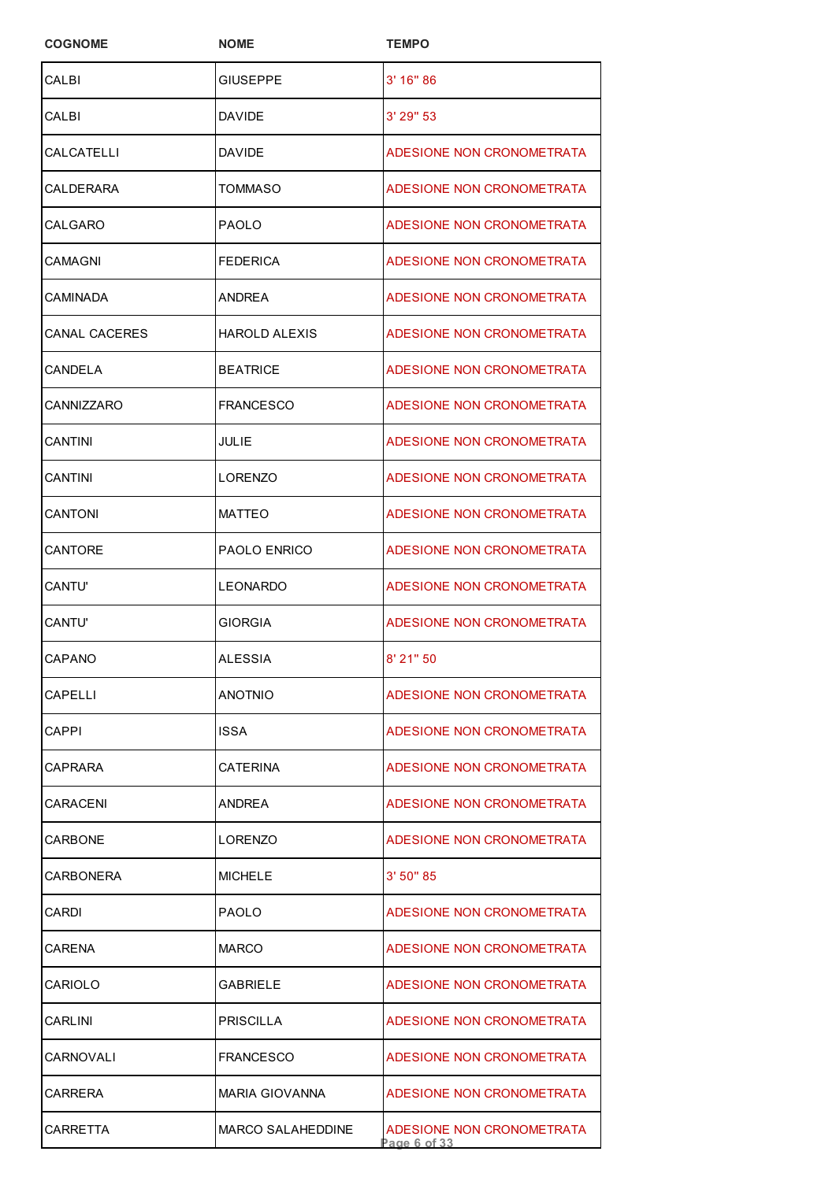| COGNOME | NOME | TEMPO |
|---|---|---|
| CALBI | GIUSEPPE | 3' 16" 86 |
| CALBI | DAVIDE | 3' 29" 53 |
| CALCATELLI | DAVIDE | ADESIONE NON CRONOMETRATA |
| CALDERARA | TOMMASO | ADESIONE NON CRONOMETRATA |
| CALGARO | PAOLO | ADESIONE NON CRONOMETRATA |
| CAMAGNI | FEDERICA | ADESIONE NON CRONOMETRATA |
| CAMINADA | ANDREA | ADESIONE NON CRONOMETRATA |
| CANAL CACERES | HAROLD ALEXIS | ADESIONE NON CRONOMETRATA |
| CANDELA | BEATRICE | ADESIONE NON CRONOMETRATA |
| CANNIZZARO | FRANCESCO | ADESIONE NON CRONOMETRATA |
| CANTINI | JULIE | ADESIONE NON CRONOMETRATA |
| CANTINI | LORENZO | ADESIONE NON CRONOMETRATA |
| CANTONI | MATTEO | ADESIONE NON CRONOMETRATA |
| CANTORE | PAOLO ENRICO | ADESIONE NON CRONOMETRATA |
| CANTU' | LEONARDO | ADESIONE NON CRONOMETRATA |
| CANTU' | GIORGIA | ADESIONE NON CRONOMETRATA |
| CAPANO | ALESSIA | 8' 21" 50 |
| CAPELLI | ANOTNIO | ADESIONE NON CRONOMETRATA |
| CAPPI | ISSA | ADESIONE NON CRONOMETRATA |
| CAPRARA | CATERINA | ADESIONE NON CRONOMETRATA |
| CARACENI | ANDREA | ADESIONE NON CRONOMETRATA |
| CARBONE | LORENZO | ADESIONE NON CRONOMETRATA |
| CARBONERA | MICHELE | 3' 50" 85 |
| CARDI | PAOLO | ADESIONE NON CRONOMETRATA |
| CARENA | MARCO | ADESIONE NON CRONOMETRATA |
| CARIOLO | GABRIELE | ADESIONE NON CRONOMETRATA |
| CARLINI | PRISCILLA | ADESIONE NON CRONOMETRATA |
| CARNOVALI | FRANCESCO | ADESIONE NON CRONOMETRATA |
| CARRERA | MARIA GIOVANNA | ADESIONE NON CRONOMETRATA |
| CARRETTA | MARCO SALAHEDDINE | ADESIONE NON CRONOMETRATA |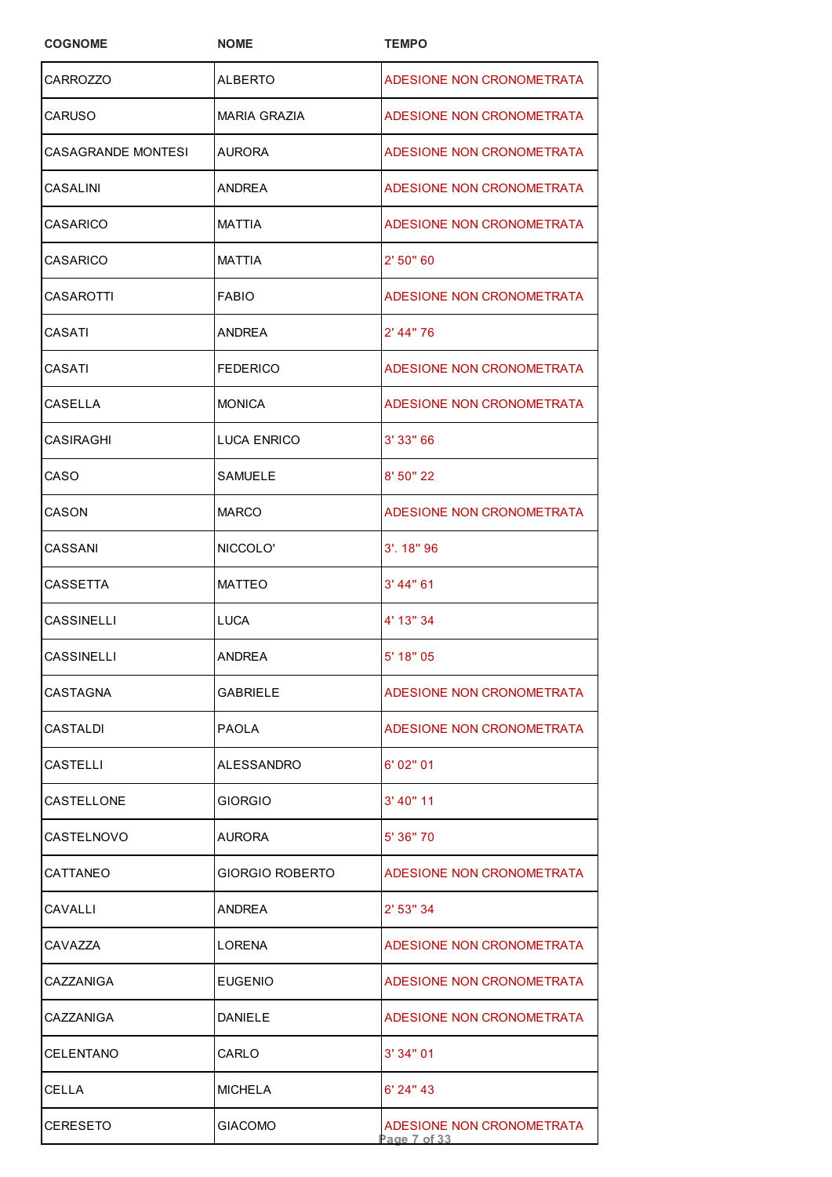| COGNOME | NOME | TEMPO |
|---|---|---|
| CARROZZO | ALBERTO | ADESIONE NON CRONOMETRATA |
| CARUSO | MARIA GRAZIA | ADESIONE NON CRONOMETRATA |
| CASAGRANDE MONTESI | AURORA | ADESIONE NON CRONOMETRATA |
| CASALINI | ANDREA | ADESIONE NON CRONOMETRATA |
| CASARICO | MATTIA | ADESIONE NON CRONOMETRATA |
| CASARICO | MATTIA | 2' 50" 60 |
| CASAROTTI | FABIO | ADESIONE NON CRONOMETRATA |
| CASATI | ANDREA | 2' 44" 76 |
| CASATI | FEDERICO | ADESIONE NON CRONOMETRATA |
| CASELLA | MONICA | ADESIONE NON CRONOMETRATA |
| CASIRAGHI | LUCA ENRICO | 3' 33" 66 |
| CASO | SAMUELE | 8' 50" 22 |
| CASON | MARCO | ADESIONE NON CRONOMETRATA |
| CASSANI | NICCOLO' | 3'. 18" 96 |
| CASSETTA | MATTEO | 3' 44" 61 |
| CASSINELLI | LUCA | 4' 13" 34 |
| CASSINELLI | ANDREA | 5' 18" 05 |
| CASTAGNA | GABRIELE | ADESIONE NON CRONOMETRATA |
| CASTALDI | PAOLA | ADESIONE NON CRONOMETRATA |
| CASTELLI | ALESSANDRO | 6' 02" 01 |
| CASTELLONE | GIORGIO | 3' 40" 11 |
| CASTELNOVO | AURORA | 5' 36" 70 |
| CATTANEO | GIORGIO ROBERTO | ADESIONE NON CRONOMETRATA |
| CAVALLI | ANDREA | 2' 53" 34 |
| CAVAZZA | LORENA | ADESIONE NON CRONOMETRATA |
| CAZZANIGA | EUGENIO | ADESIONE NON CRONOMETRATA |
| CAZZANIGA | DANIELE | ADESIONE NON CRONOMETRATA |
| CELENTANO | CARLO | 3' 34" 01 |
| CELLA | MICHELA | 6' 24" 43 |
| CERESETO | GIACOMO | ADESIONE NON CRONOMETRATA |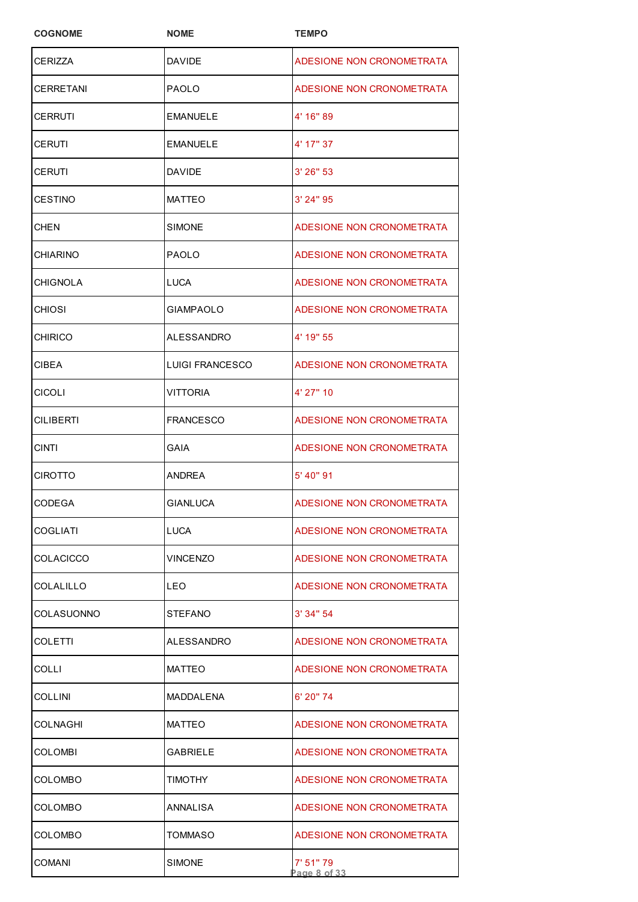| COGNOME | NOME | TEMPO |
|---|---|---|
| CERIZZA | DAVIDE | ADESIONE NON CRONOMETRATA |
| CERRETANI | PAOLO | ADESIONE NON CRONOMETRATA |
| CERRUTI | EMANUELE | 4' 16" 89 |
| CERUTI | EMANUELE | 4' 17" 37 |
| CERUTI | DAVIDE | 3' 26" 53 |
| CESTINO | MATTEO | 3' 24" 95 |
| CHEN | SIMONE | ADESIONE NON CRONOMETRATA |
| CHIARINO | PAOLO | ADESIONE NON CRONOMETRATA |
| CHIGNOLA | LUCA | ADESIONE NON CRONOMETRATA |
| CHIOSI | GIAMPAOLO | ADESIONE NON CRONOMETRATA |
| CHIRICO | ALESSANDRO | 4' 19" 55 |
| CIBEA | LUIGI FRANCESCO | ADESIONE NON CRONOMETRATA |
| CICOLI | VITTORIA | 4' 27" 10 |
| CILIBERTI | FRANCESCO | ADESIONE NON CRONOMETRATA |
| CINTI | GAIA | ADESIONE NON CRONOMETRATA |
| CIROTTO | ANDREA | 5' 40" 91 |
| CODEGA | GIANLUCA | ADESIONE NON CRONOMETRATA |
| COGLIATI | LUCA | ADESIONE NON CRONOMETRATA |
| COLACICCO | VINCENZO | ADESIONE NON CRONOMETRATA |
| COLALILLO | LEO | ADESIONE NON CRONOMETRATA |
| COLASUONNO | STEFANO | 3' 34" 54 |
| COLETTI | ALESSANDRO | ADESIONE NON CRONOMETRATA |
| COLLI | MATTEO | ADESIONE NON CRONOMETRATA |
| COLLINI | MADDALENA | 6' 20" 74 |
| COLNAGHI | MATTEO | ADESIONE NON CRONOMETRATA |
| COLOMBI | GABRIELE | ADESIONE NON CRONOMETRATA |
| COLOMBO | TIMOTHY | ADESIONE NON CRONOMETRATA |
| COLOMBO | ANNALISA | ADESIONE NON CRONOMETRATA |
| COLOMBO | TOMMASO | ADESIONE NON CRONOMETRATA |
| COMANI | SIMONE | 7' 51" 79 |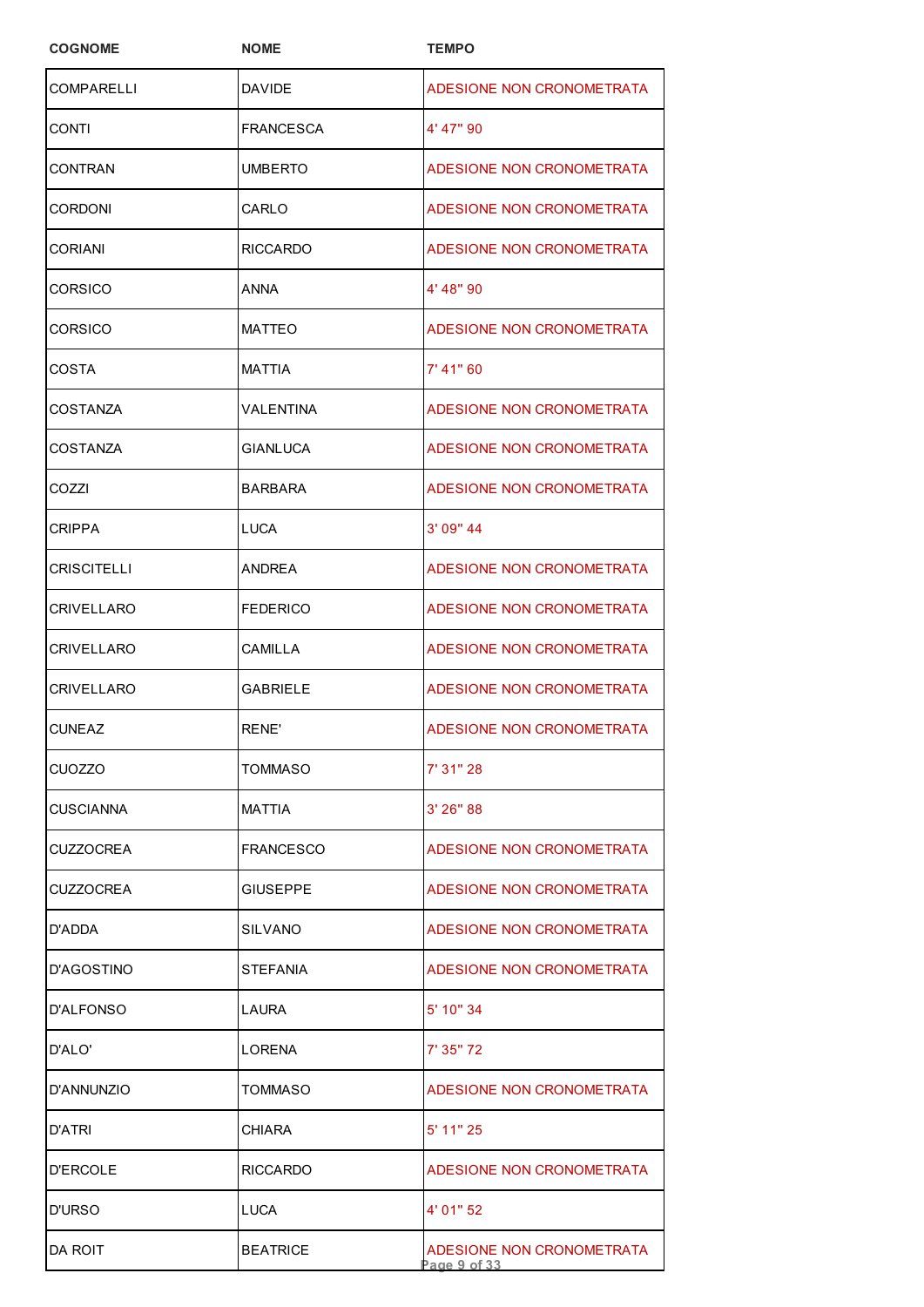| COGNOME | NOME | TEMPO |
|---|---|---|
| COMPARELLI | DAVIDE | ADESIONE NON CRONOMETRATA |
| CONTI | FRANCESCA | 4' 47" 90 |
| CONTRAN | UMBERTO | ADESIONE NON CRONOMETRATA |
| CORDONI | CARLO | ADESIONE NON CRONOMETRATA |
| CORIANI | RICCARDO | ADESIONE NON CRONOMETRATA |
| CORSICO | ANNA | 4' 48" 90 |
| CORSICO | MATTEO | ADESIONE NON CRONOMETRATA |
| COSTA | MATTIA | 7' 41" 60 |
| COSTANZA | VALENTINA | ADESIONE NON CRONOMETRATA |
| COSTANZA | GIANLUCA | ADESIONE NON CRONOMETRATA |
| COZZI | BARBARA | ADESIONE NON CRONOMETRATA |
| CRIPPA | LUCA | 3' 09" 44 |
| CRISCITELLI | ANDREA | ADESIONE NON CRONOMETRATA |
| CRIVELLARO | FEDERICO | ADESIONE NON CRONOMETRATA |
| CRIVELLARO | CAMILLA | ADESIONE NON CRONOMETRATA |
| CRIVELLARO | GABRIELE | ADESIONE NON CRONOMETRATA |
| CUNEAZ | RENE' | ADESIONE NON CRONOMETRATA |
| CUOZZO | TOMMASO | 7' 31" 28 |
| CUSCIANNA | MATTIA | 3' 26" 88 |
| CUZZOCREA | FRANCESCO | ADESIONE NON CRONOMETRATA |
| CUZZOCREA | GIUSEPPE | ADESIONE NON CRONOMETRATA |
| D'ADDA | SILVANO | ADESIONE NON CRONOMETRATA |
| D'AGOSTINO | STEFANIA | ADESIONE NON CRONOMETRATA |
| D'ALFONSO | LAURA | 5' 10" 34 |
| D'ALO' | LORENA | 7' 35" 72 |
| D'ANNUNZIO | TOMMASO | ADESIONE NON CRONOMETRATA |
| D'ATRI | CHIARA | 5' 11" 25 |
| D'ERCOLE | RICCARDO | ADESIONE NON CRONOMETRATA |
| D'URSO | LUCA | 4' 01" 52 |
| DA ROIT | BEATRICE | ADESIONE NON CRONOMETRATA |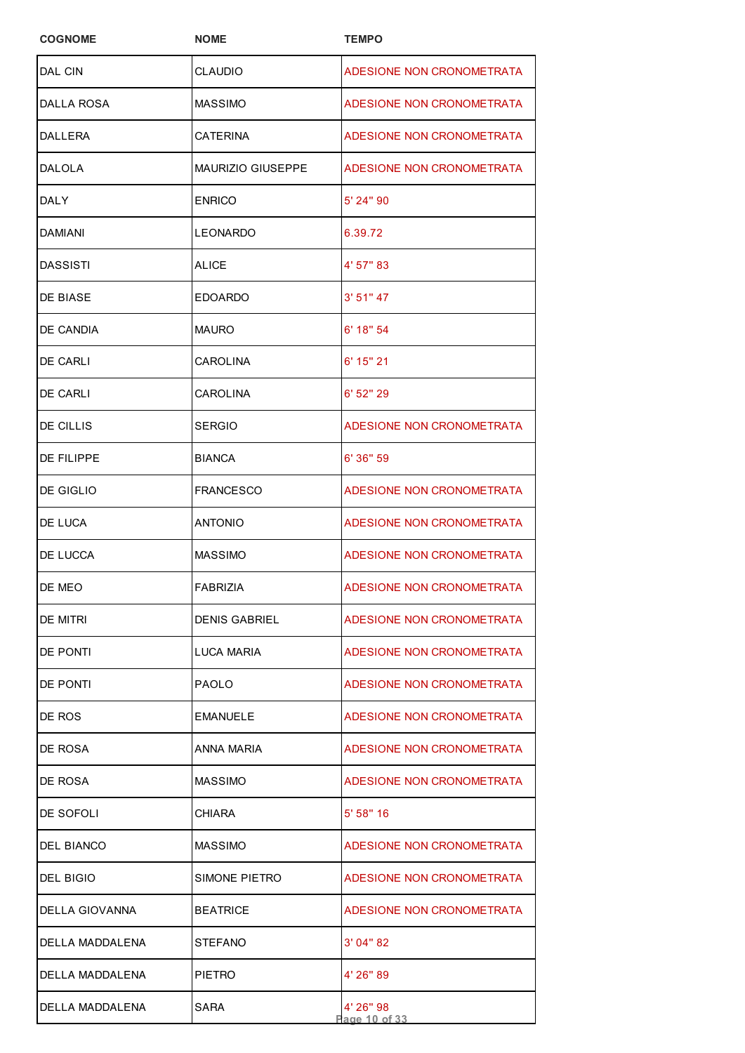| COGNOME | NOME | TEMPO |
|---|---|---|
| DAL CIN | CLAUDIO | ADESIONE NON CRONOMETRATA |
| DALLA ROSA | MASSIMO | ADESIONE NON CRONOMETRATA |
| DALLERA | CATERINA | ADESIONE NON CRONOMETRATA |
| DALOLA | MAURIZIO GIUSEPPE | ADESIONE NON CRONOMETRATA |
| DALY | ENRICO | 5' 24" 90 |
| DAMIANI | LEONARDO | 6.39.72 |
| DASSISTI | ALICE | 4' 57" 83 |
| DE BIASE | EDOARDO | 3' 51" 47 |
| DE CANDIA | MAURO | 6' 18" 54 |
| DE CARLI | CAROLINA | 6' 15" 21 |
| DE CARLI | CAROLINA | 6' 52" 29 |
| DE CILLIS | SERGIO | ADESIONE NON CRONOMETRATA |
| DE FILIPPE | BIANCA | 6' 36" 59 |
| DE GIGLIO | FRANCESCO | ADESIONE NON CRONOMETRATA |
| DE LUCA | ANTONIO | ADESIONE NON CRONOMETRATA |
| DE LUCCA | MASSIMO | ADESIONE NON CRONOMETRATA |
| DE MEO | FABRIZIA | ADESIONE NON CRONOMETRATA |
| DE MITRI | DENIS GABRIEL | ADESIONE NON CRONOMETRATA |
| DE PONTI | LUCA MARIA | ADESIONE NON CRONOMETRATA |
| DE PONTI | PAOLO | ADESIONE NON CRONOMETRATA |
| DE ROS | EMANUELE | ADESIONE NON CRONOMETRATA |
| DE ROSA | ANNA MARIA | ADESIONE NON CRONOMETRATA |
| DE ROSA | MASSIMO | ADESIONE NON CRONOMETRATA |
| DE SOFOLI | CHIARA | 5' 58" 16 |
| DEL BIANCO | MASSIMO | ADESIONE NON CRONOMETRATA |
| DEL BIGIO | SIMONE PIETRO | ADESIONE NON CRONOMETRATA |
| DELLA GIOVANNA | BEATRICE | ADESIONE NON CRONOMETRATA |
| DELLA MADDALENA | STEFANO | 3' 04" 82 |
| DELLA MADDALENA | PIETRO | 4' 26" 89 |
| DELLA MADDALENA | SARA | 4' 26" 98 |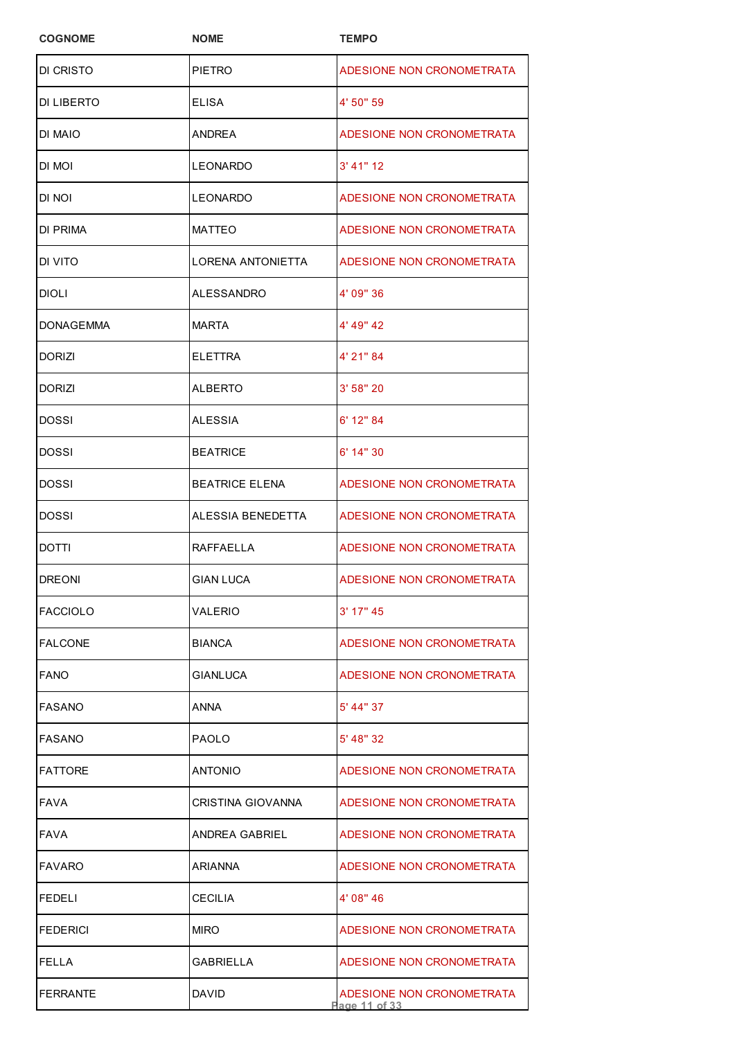| COGNOME | NOME | TEMPO |
|---|---|---|
| DI CRISTO | PIETRO | ADESIONE NON CRONOMETRATA |
| DI LIBERTO | ELISA | 4' 50" 59 |
| DI MAIO | ANDREA | ADESIONE NON CRONOMETRATA |
| DI MOI | LEONARDO | 3' 41" 12 |
| DI NOI | LEONARDO | ADESIONE NON CRONOMETRATA |
| DI PRIMA | MATTEO | ADESIONE NON CRONOMETRATA |
| DI VITO | LORENA ANTONIETTA | ADESIONE NON CRONOMETRATA |
| DIOLI | ALESSANDRO | 4' 09" 36 |
| DONAGEMMA | MARTA | 4' 49" 42 |
| DORIZI | ELETTRA | 4' 21" 84 |
| DORIZI | ALBERTO | 3' 58" 20 |
| DOSSI | ALESSIA | 6' 12" 84 |
| DOSSI | BEATRICE | 6' 14" 30 |
| DOSSI | BEATRICE ELENA | ADESIONE NON CRONOMETRATA |
| DOSSI | ALESSIA BENEDETTA | ADESIONE NON CRONOMETRATA |
| DOTTI | RAFFAELLA | ADESIONE NON CRONOMETRATA |
| DREONI | GIAN LUCA | ADESIONE NON CRONOMETRATA |
| FACCIOLO | VALERIO | 3' 17" 45 |
| FALCONE | BIANCA | ADESIONE NON CRONOMETRATA |
| FANO | GIANLUCA | ADESIONE NON CRONOMETRATA |
| FASANO | ANNA | 5' 44" 37 |
| FASANO | PAOLO | 5' 48" 32 |
| FATTORE | ANTONIO | ADESIONE NON CRONOMETRATA |
| FAVA | CRISTINA GIOVANNA | ADESIONE NON CRONOMETRATA |
| FAVA | ANDREA GABRIEL | ADESIONE NON CRONOMETRATA |
| FAVARO | ARIANNA | ADESIONE NON CRONOMETRATA |
| FEDELI | CECILIA | 4' 08" 46 |
| FEDERICI | MIRO | ADESIONE NON CRONOMETRATA |
| FELLA | GABRIELLA | ADESIONE NON CRONOMETRATA |
| FERRANTE | DAVID | ADESIONE NON CRONOMETRATA |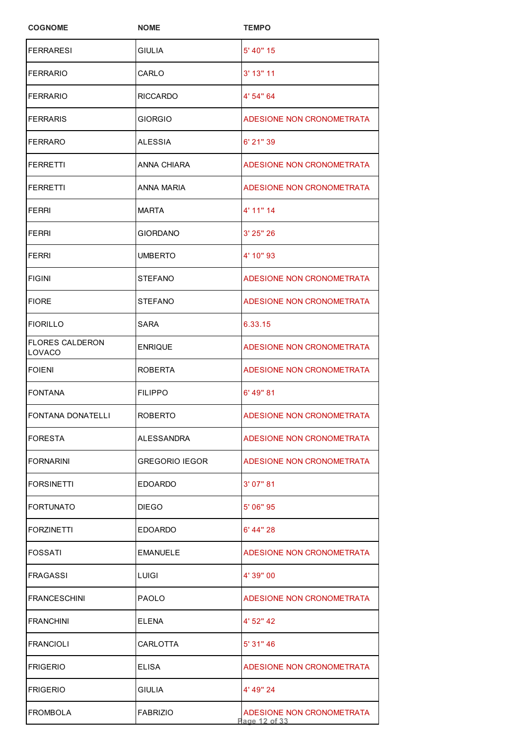| COGNOME | NOME | TEMPO |
|---|---|---|
| FERRARESI | GIULIA | 5' 40" 15 |
| FERRARIO | CARLO | 3' 13" 11 |
| FERRARIO | RICCARDO | 4' 54" 64 |
| FERRARIS | GIORGIO | ADESIONE NON CRONOMETRATA |
| FERRARO | ALESSIA | 6' 21" 39 |
| FERRETTI | ANNA CHIARA | ADESIONE NON CRONOMETRATA |
| FERRETTI | ANNA MARIA | ADESIONE NON CRONOMETRATA |
| FERRI | MARTA | 4' 11" 14 |
| FERRI | GIORDANO | 3' 25" 26 |
| FERRI | UMBERTO | 4' 10" 93 |
| FIGINI | STEFANO | ADESIONE NON CRONOMETRATA |
| FIORE | STEFANO | ADESIONE NON CRONOMETRATA |
| FIORILLO | SARA | 6.33.15 |
| FLORES CALDERON LOVACO | ENRIQUE | ADESIONE NON CRONOMETRATA |
| FOIENI | ROBERTA | ADESIONE NON CRONOMETRATA |
| FONTANA | FILIPPO | 6' 49" 81 |
| FONTANA DONATELLI | ROBERTO | ADESIONE NON CRONOMETRATA |
| FORESTA | ALESSANDRA | ADESIONE NON CRONOMETRATA |
| FORNARINI | GREGORIO IEGOR | ADESIONE NON CRONOMETRATA |
| FORSINETTI | EDOARDO | 3' 07" 81 |
| FORTUNATO | DIEGO | 5' 06" 95 |
| FORZINETTI | EDOARDO | 6' 44" 28 |
| FOSSATI | EMANUELE | ADESIONE NON CRONOMETRATA |
| FRAGASSI | LUIGI | 4' 39" 00 |
| FRANCESCHINI | PAOLO | ADESIONE NON CRONOMETRATA |
| FRANCHINI | ELENA | 4' 52" 42 |
| FRANCIOLI | CARLOTTA | 5' 31" 46 |
| FRIGERIO | ELISA | ADESIONE NON CRONOMETRATA |
| FRIGERIO | GIULIA | 4' 49" 24 |
| FROMBOLA | FABRIZIO | ADESIONE NON CRONOMETRATA |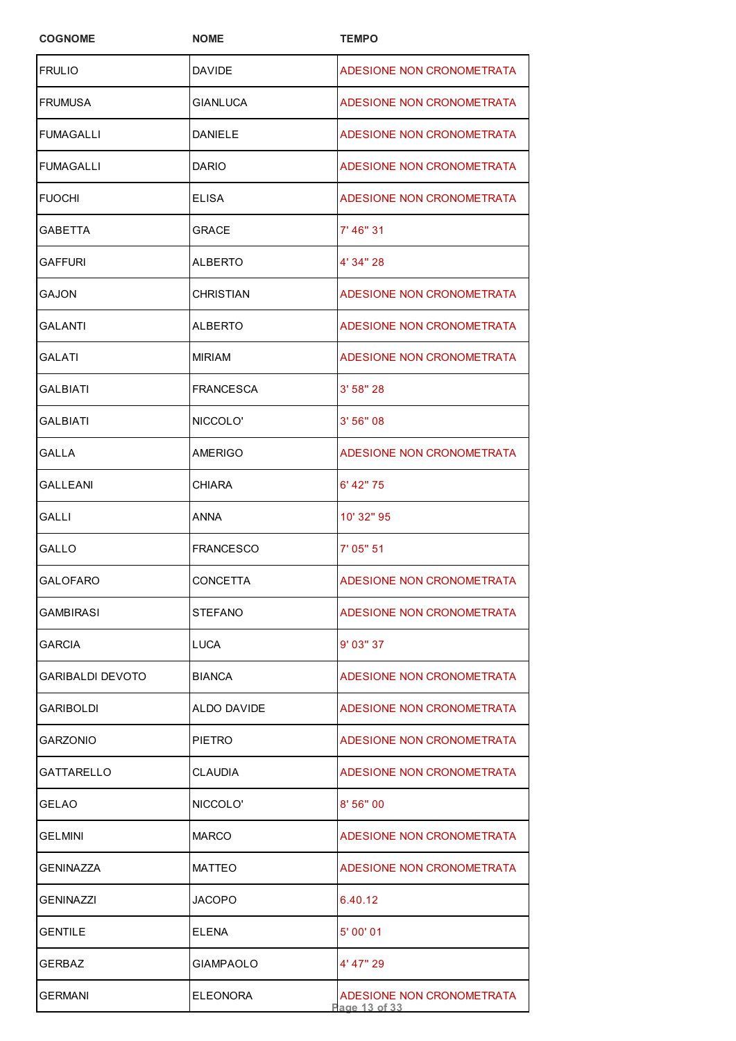| COGNOME | NOME | TEMPO |
|---|---|---|
| FRULIO | DAVIDE | ADESIONE NON CRONOMETRATA |
| FRUMUSA | GIANLUCA | ADESIONE NON CRONOMETRATA |
| FUMAGALLI | DANIELE | ADESIONE NON CRONOMETRATA |
| FUMAGALLI | DARIO | ADESIONE NON CRONOMETRATA |
| FUOCHI | ELISA | ADESIONE NON CRONOMETRATA |
| GABETTA | GRACE | 7' 46" 31 |
| GAFFURI | ALBERTO | 4' 34" 28 |
| GAJON | CHRISTIAN | ADESIONE NON CRONOMETRATA |
| GALANTI | ALBERTO | ADESIONE NON CRONOMETRATA |
| GALATI | MIRIAM | ADESIONE NON CRONOMETRATA |
| GALBIATI | FRANCESCA | 3' 58" 28 |
| GALBIATI | NICCOLO' | 3' 56" 08 |
| GALLA | AMERIGO | ADESIONE NON CRONOMETRATA |
| GALLEANI | CHIARA | 6' 42" 75 |
| GALLI | ANNA | 10' 32" 95 |
| GALLO | FRANCESCO | 7' 05" 51 |
| GALOFARO | CONCETTA | ADESIONE NON CRONOMETRATA |
| GAMBIRASI | STEFANO | ADESIONE NON CRONOMETRATA |
| GARCIA | LUCA | 9' 03" 37 |
| GARIBALDI DEVOTO | BIANCA | ADESIONE NON CRONOMETRATA |
| GARIBOLDI | ALDO DAVIDE | ADESIONE NON CRONOMETRATA |
| GARZONIO | PIETRO | ADESIONE NON CRONOMETRATA |
| GATTARELLO | CLAUDIA | ADESIONE NON CRONOMETRATA |
| GELAO | NICCOLO' | 8' 56" 00 |
| GELMINI | MARCO | ADESIONE NON CRONOMETRATA |
| GENINAZZA | MATTEO | ADESIONE NON CRONOMETRATA |
| GENINAZZI | JACOPO | 6.40.12 |
| GENTILE | ELENA | 5' 00' 01 |
| GERBAZ | GIAMPAOLO | 4' 47" 29 |
| GERMANI | ELEONORA | ADESIONE NON CRONOMETRATA |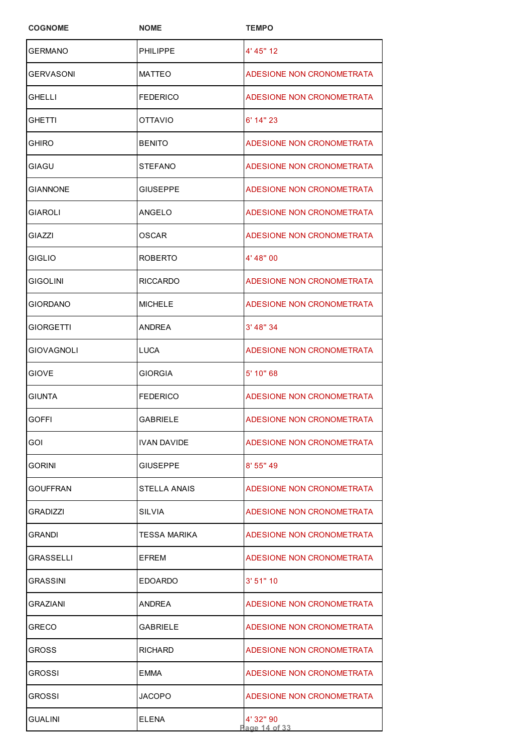| COGNOME | NOME | TEMPO |
|---|---|---|
| GERMANO | PHILIPPE | 4' 45" 12 |
| GERVASONI | MATTEO | ADESIONE NON CRONOMETRATA |
| GHELLI | FEDERICO | ADESIONE NON CRONOMETRATA |
| GHETTI | OTTAVIO | 6' 14" 23 |
| GHIRO | BENITO | ADESIONE NON CRONOMETRATA |
| GIAGU | STEFANO | ADESIONE NON CRONOMETRATA |
| GIANNONE | GIUSEPPE | ADESIONE NON CRONOMETRATA |
| GIAROLI | ANGELO | ADESIONE NON CRONOMETRATA |
| GIAZZI | OSCAR | ADESIONE NON CRONOMETRATA |
| GIGLIO | ROBERTO | 4' 48" 00 |
| GIGOLINI | RICCARDO | ADESIONE NON CRONOMETRATA |
| GIORDANO | MICHELE | ADESIONE NON CRONOMETRATA |
| GIORGETTI | ANDREA | 3' 48" 34 |
| GIOVAGNOLI | LUCA | ADESIONE NON CRONOMETRATA |
| GIOVE | GIORGIA | 5' 10" 68 |
| GIUNTA | FEDERICO | ADESIONE NON CRONOMETRATA |
| GOFFI | GABRIELE | ADESIONE NON CRONOMETRATA |
| GOI | IVAN DAVIDE | ADESIONE NON CRONOMETRATA |
| GORINI | GIUSEPPE | 8' 55" 49 |
| GOUFFRAN | STELLA ANAIS | ADESIONE NON CRONOMETRATA |
| GRADIZZI | SILVIA | ADESIONE NON CRONOMETRATA |
| GRANDI | TESSA MARIKA | ADESIONE NON CRONOMETRATA |
| GRASSELLI | EFREM | ADESIONE NON CRONOMETRATA |
| GRASSINI | EDOARDO | 3' 51" 10 |
| GRAZIANI | ANDREA | ADESIONE NON CRONOMETRATA |
| GRECO | GABRIELE | ADESIONE NON CRONOMETRATA |
| GROSS | RICHARD | ADESIONE NON CRONOMETRATA |
| GROSSI | EMMA | ADESIONE NON CRONOMETRATA |
| GROSSI | JACOPO | ADESIONE NON CRONOMETRATA |
| GUALINI | ELENA | 4' 32" 90 |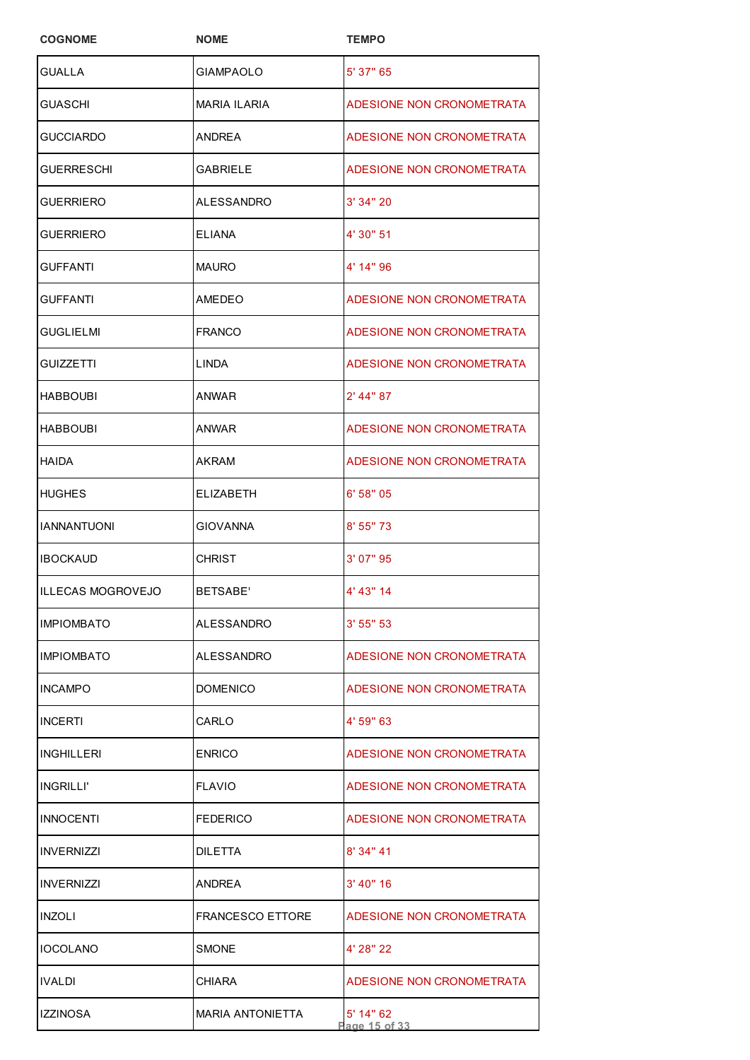| COGNOME | NOME | TEMPO |
|---|---|---|
| GUALLA | GIAMPAOLO | 5' 37" 65 |
| GUASCHI | MARIA ILARIA | ADESIONE NON CRONOMETRATA |
| GUCCIARDO | ANDREA | ADESIONE NON CRONOMETRATA |
| GUERRESCHI | GABRIELE | ADESIONE NON CRONOMETRATA |
| GUERRIERO | ALESSANDRO | 3' 34" 20 |
| GUERRIERO | ELIANA | 4' 30" 51 |
| GUFFANTI | MAURO | 4' 14" 96 |
| GUFFANTI | AMEDEO | ADESIONE NON CRONOMETRATA |
| GUGLIELMI | FRANCO | ADESIONE NON CRONOMETRATA |
| GUIZZETTI | LINDA | ADESIONE NON CRONOMETRATA |
| HABBOUBI | ANWAR | 2' 44" 87 |
| HABBOUBI | ANWAR | ADESIONE NON CRONOMETRATA |
| HAIDA | AKRAM | ADESIONE NON CRONOMETRATA |
| HUGHES | ELIZABETH | 6' 58" 05 |
| IANNANTUONI | GIOVANNA | 8' 55" 73 |
| IBOCKAUD | CHRIST | 3' 07" 95 |
| ILLECAS MOGROVEJO | BETSABE' | 4' 43" 14 |
| IMPIOMBATO | ALESSANDRO | 3' 55" 53 |
| IMPIOMBATO | ALESSANDRO | ADESIONE NON CRONOMETRATA |
| INCAMPO | DOMENICO | ADESIONE NON CRONOMETRATA |
| INCERTI | CARLO | 4' 59" 63 |
| INGHILLERI | ENRICO | ADESIONE NON CRONOMETRATA |
| INGRILLI' | FLAVIO | ADESIONE NON CRONOMETRATA |
| INNOCENTI | FEDERICO | ADESIONE NON CRONOMETRATA |
| INVERNIZZI | DILETTA | 8' 34" 41 |
| INVERNIZZI | ANDREA | 3' 40" 16 |
| INZOLI | FRANCESCO ETTORE | ADESIONE NON CRONOMETRATA |
| IOCOLANO | SMONE | 4' 28" 22 |
| IVALDI | CHIARA | ADESIONE NON CRONOMETRATA |
| IZZINOSA | MARIA ANTONIETTA | 5' 14" 62 |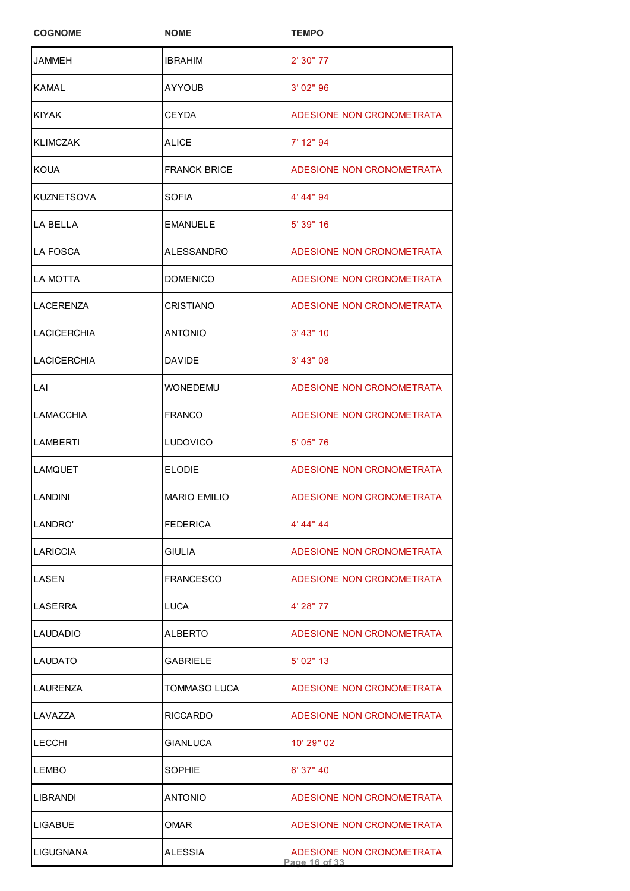| COGNOME | NOME | TEMPO |
| --- | --- | --- |
| JAMMEH | IBRAHIM | 2' 30" 77 |
| KAMAL | AYYOUB | 3' 02" 96 |
| KIYAK | CEYDA | ADESIONE NON CRONOMETRATA |
| KLIMCZAK | ALICE | 7' 12" 94 |
| KOUA | FRANCK BRICE | ADESIONE NON CRONOMETRATA |
| KUZNETSOVA | SOFIA | 4' 44" 94 |
| LA BELLA | EMANUELE | 5' 39" 16 |
| LA FOSCA | ALESSANDRO | ADESIONE NON CRONOMETRATA |
| LA MOTTA | DOMENICO | ADESIONE NON CRONOMETRATA |
| LACERENZA | CRISTIANO | ADESIONE NON CRONOMETRATA |
| LACICERCHIA | ANTONIO | 3' 43" 10 |
| LACICERCHIA | DAVIDE | 3' 43" 08 |
| LAI | WONEDEMU | ADESIONE NON CRONOMETRATA |
| LAMACCHIA | FRANCO | ADESIONE NON CRONOMETRATA |
| LAMBERTI | LUDOVICO | 5' 05" 76 |
| LAMQUET | ELODIE | ADESIONE NON CRONOMETRATA |
| LANDINI | MARIO EMILIO | ADESIONE NON CRONOMETRATA |
| LANDRO' | FEDERICA | 4' 44" 44 |
| LARICCIA | GIULIA | ADESIONE NON CRONOMETRATA |
| LASEN | FRANCESCO | ADESIONE NON CRONOMETRATA |
| LASERRA | LUCA | 4' 28" 77 |
| LAUDADIO | ALBERTO | ADESIONE NON CRONOMETRATA |
| LAUDATO | GABRIELE | 5' 02" 13 |
| LAURENZA | TOMMASO LUCA | ADESIONE NON CRONOMETRATA |
| LAVAZZA | RICCARDO | ADESIONE NON CRONOMETRATA |
| LECCHI | GIANLUCA | 10' 29" 02 |
| LEMBO | SOPHIE | 6' 37" 40 |
| LIBRANDI | ANTONIO | ADESIONE NON CRONOMETRATA |
| LIGABUE | OMAR | ADESIONE NON CRONOMETRATA |
| LIGUGNANA | ALESSIA | ADESIONE NON CRONOMETRATA |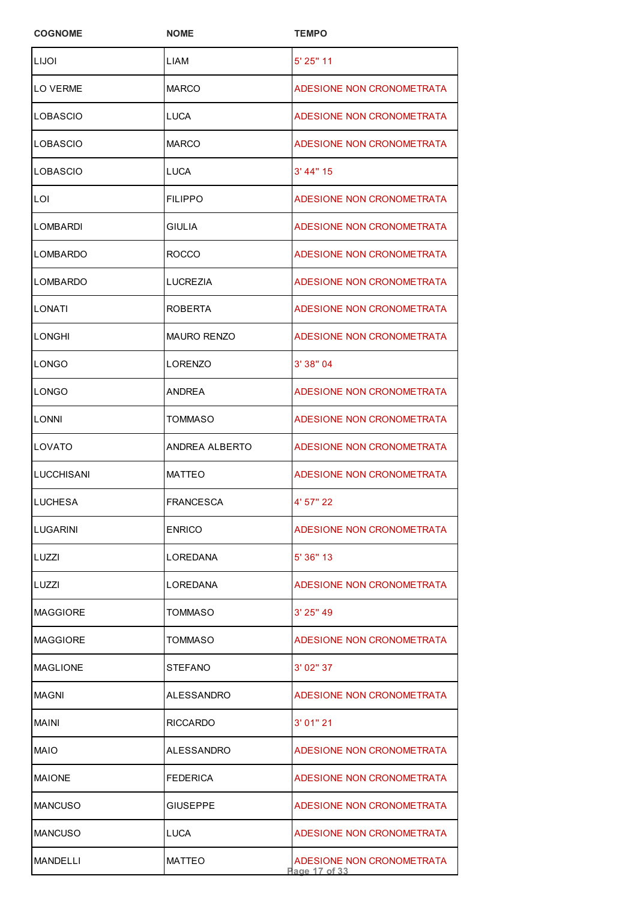| COGNOME | NOME | TEMPO |
|---|---|---|
| LIJOI | LIAM | 5' 25" 11 |
| LO VERME | MARCO | ADESIONE NON CRONOMETRATA |
| LOBASCIO | LUCA | ADESIONE NON CRONOMETRATA |
| LOBASCIO | MARCO | ADESIONE NON CRONOMETRATA |
| LOBASCIO | LUCA | 3' 44" 15 |
| LOI | FILIPPO | ADESIONE NON CRONOMETRATA |
| LOMBARDI | GIULIA | ADESIONE NON CRONOMETRATA |
| LOMBARDO | ROCCO | ADESIONE NON CRONOMETRATA |
| LOMBARDO | LUCREZIA | ADESIONE NON CRONOMETRATA |
| LONATI | ROBERTA | ADESIONE NON CRONOMETRATA |
| LONGHI | MAURO RENZO | ADESIONE NON CRONOMETRATA |
| LONGO | LORENZO | 3' 38" 04 |
| LONGO | ANDREA | ADESIONE NON CRONOMETRATA |
| LONNI | TOMMASO | ADESIONE NON CRONOMETRATA |
| LOVATO | ANDREA ALBERTO | ADESIONE NON CRONOMETRATA |
| LUCCHISANI | MATTEO | ADESIONE NON CRONOMETRATA |
| LUCHESA | FRANCESCA | 4' 57" 22 |
| LUGARINI | ENRICO | ADESIONE NON CRONOMETRATA |
| LUZZI | LOREDANA | 5' 36" 13 |
| LUZZI | LOREDANA | ADESIONE NON CRONOMETRATA |
| MAGGIORE | TOMMASO | 3' 25" 49 |
| MAGGIORE | TOMMASO | ADESIONE NON CRONOMETRATA |
| MAGLIONE | STEFANO | 3' 02" 37 |
| MAGNI | ALESSANDRO | ADESIONE NON CRONOMETRATA |
| MAINI | RICCARDO | 3' 01" 21 |
| MAIO | ALESSANDRO | ADESIONE NON CRONOMETRATA |
| MAIONE | FEDERICA | ADESIONE NON CRONOMETRATA |
| MANCUSO | GIUSEPPE | ADESIONE NON CRONOMETRATA |
| MANCUSO | LUCA | ADESIONE NON CRONOMETRATA |
| MANDELLI | MATTEO | ADESIONE NON CRONOMETRATA |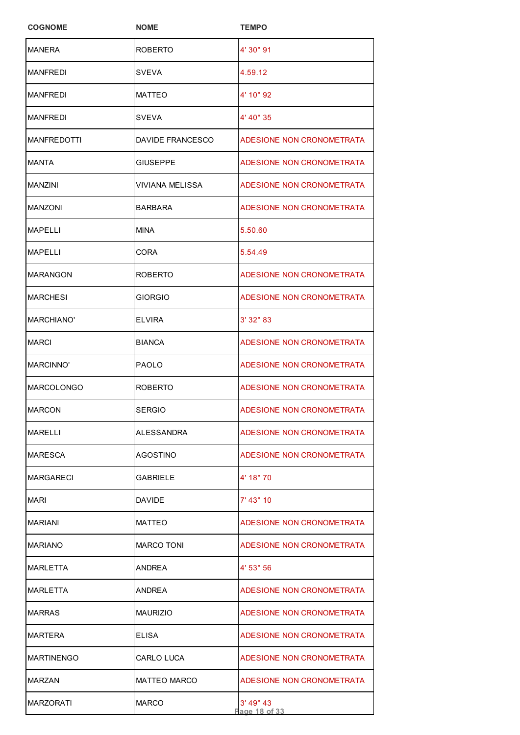| COGNOME | NOME | TEMPO |
|---|---|---|
| MANERA | ROBERTO | 4' 30" 91 |
| MANFREDI | SVEVA | 4.59.12 |
| MANFREDI | MATTEO | 4' 10" 92 |
| MANFREDI | SVEVA | 4' 40" 35 |
| MANFREDOTTI | DAVIDE FRANCESCO | ADESIONE NON CRONOMETRATA |
| MANTA | GIUSEPPE | ADESIONE NON CRONOMETRATA |
| MANZINI | VIVIANA MELISSA | ADESIONE NON CRONOMETRATA |
| MANZONI | BARBARA | ADESIONE NON CRONOMETRATA |
| MAPELLI | MINA | 5.50.60 |
| MAPELLI | CORA | 5.54.49 |
| MARANGON | ROBERTO | ADESIONE NON CRONOMETRATA |
| MARCHESI | GIORGIO | ADESIONE NON CRONOMETRATA |
| MARCHIANO' | ELVIRA | 3' 32" 83 |
| MARCI | BIANCA | ADESIONE NON CRONOMETRATA |
| MARCINNO' | PAOLO | ADESIONE NON CRONOMETRATA |
| MARCOLONGO | ROBERTO | ADESIONE NON CRONOMETRATA |
| MARCON | SERGIO | ADESIONE NON CRONOMETRATA |
| MARELLI | ALESSANDRA | ADESIONE NON CRONOMETRATA |
| MARESCA | AGOSTINO | ADESIONE NON CRONOMETRATA |
| MARGARECI | GABRIELE | 4' 18" 70 |
| MARI | DAVIDE | 7' 43" 10 |
| MARIANI | MATTEO | ADESIONE NON CRONOMETRATA |
| MARIANO | MARCO TONI | ADESIONE NON CRONOMETRATA |
| MARLETTA | ANDREA | 4' 53" 56 |
| MARLETTA | ANDREA | ADESIONE NON CRONOMETRATA |
| MARRAS | MAURIZIO | ADESIONE NON CRONOMETRATA |
| MARTERA | ELISA | ADESIONE NON CRONOMETRATA |
| MARTINENGO | CARLO LUCA | ADESIONE NON CRONOMETRATA |
| MARZAN | MATTEO MARCO | ADESIONE NON CRONOMETRATA |
| MARZORATI | MARCO | 3' 49" 43 |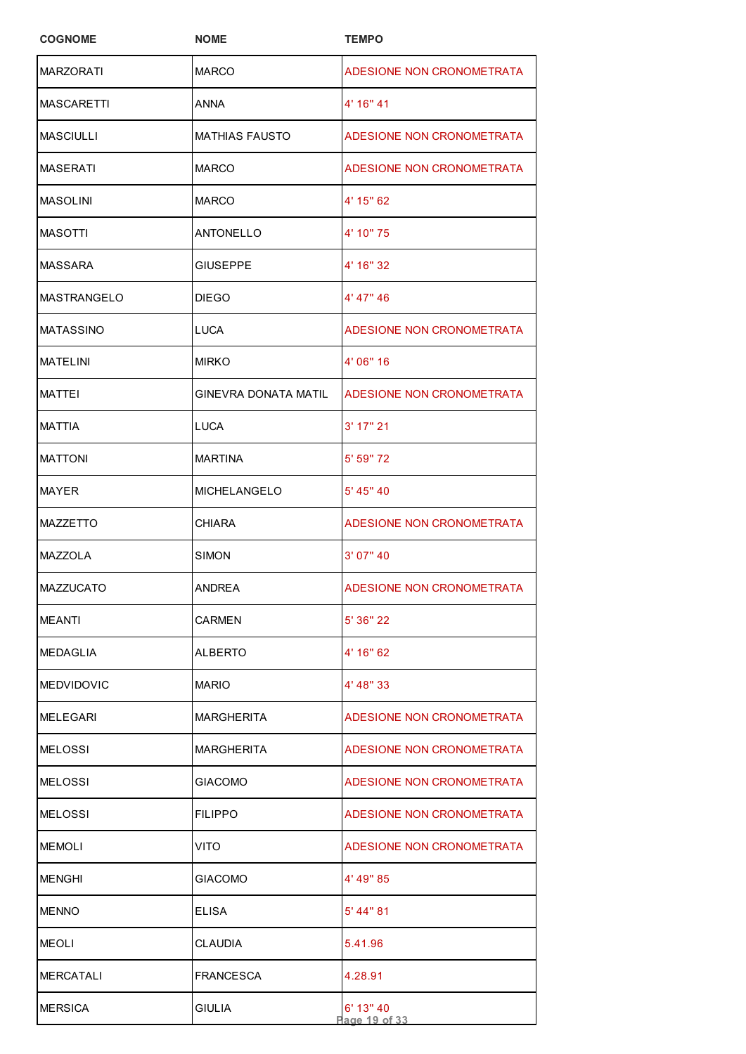| COGNOME | NOME | TEMPO |
|---|---|---|
| MARZORATI | MARCO | ADESIONE NON CRONOMETRATA |
| MASCARETTI | ANNA | 4' 16" 41 |
| MASCIULLI | MATHIAS FAUSTO | ADESIONE NON CRONOMETRATA |
| MASERATI | MARCO | ADESIONE NON CRONOMETRATA |
| MASOLINI | MARCO | 4' 15" 62 |
| MASOTTI | ANTONELLO | 4' 10" 75 |
| MASSARA | GIUSEPPE | 4' 16" 32 |
| MASTRANGELO | DIEGO | 4' 47" 46 |
| MATASSINO | LUCA | ADESIONE NON CRONOMETRATA |
| MATELINI | MIRKO | 4' 06" 16 |
| MATTEI | GINEVRA DONATA MATIL | ADESIONE NON CRONOMETRATA |
| MATTIA | LUCA | 3' 17" 21 |
| MATTONI | MARTINA | 5' 59" 72 |
| MAYER | MICHELANGELO | 5' 45" 40 |
| MAZZETTO | CHIARA | ADESIONE NON CRONOMETRATA |
| MAZZOLA | SIMON | 3' 07" 40 |
| MAZZUCATO | ANDREA | ADESIONE NON CRONOMETRATA |
| MEANTI | CARMEN | 5' 36" 22 |
| MEDAGLIA | ALBERTO | 4' 16" 62 |
| MEDVIDOVIC | MARIO | 4' 48" 33 |
| MELEGARI | MARGHERITA | ADESIONE NON CRONOMETRATA |
| MELOSSI | MARGHERITA | ADESIONE NON CRONOMETRATA |
| MELOSSI | GIACOMO | ADESIONE NON CRONOMETRATA |
| MELOSSI | FILIPPO | ADESIONE NON CRONOMETRATA |
| MEMOLI | VITO | ADESIONE NON CRONOMETRATA |
| MENGHI | GIACOMO | 4' 49" 85 |
| MENNO | ELISA | 5' 44" 81 |
| MEOLI | CLAUDIA | 5.41.96 |
| MERCATALI | FRANCESCA | 4.28.91 |
| MERSICA | GIULIA | 6' 13" 40 |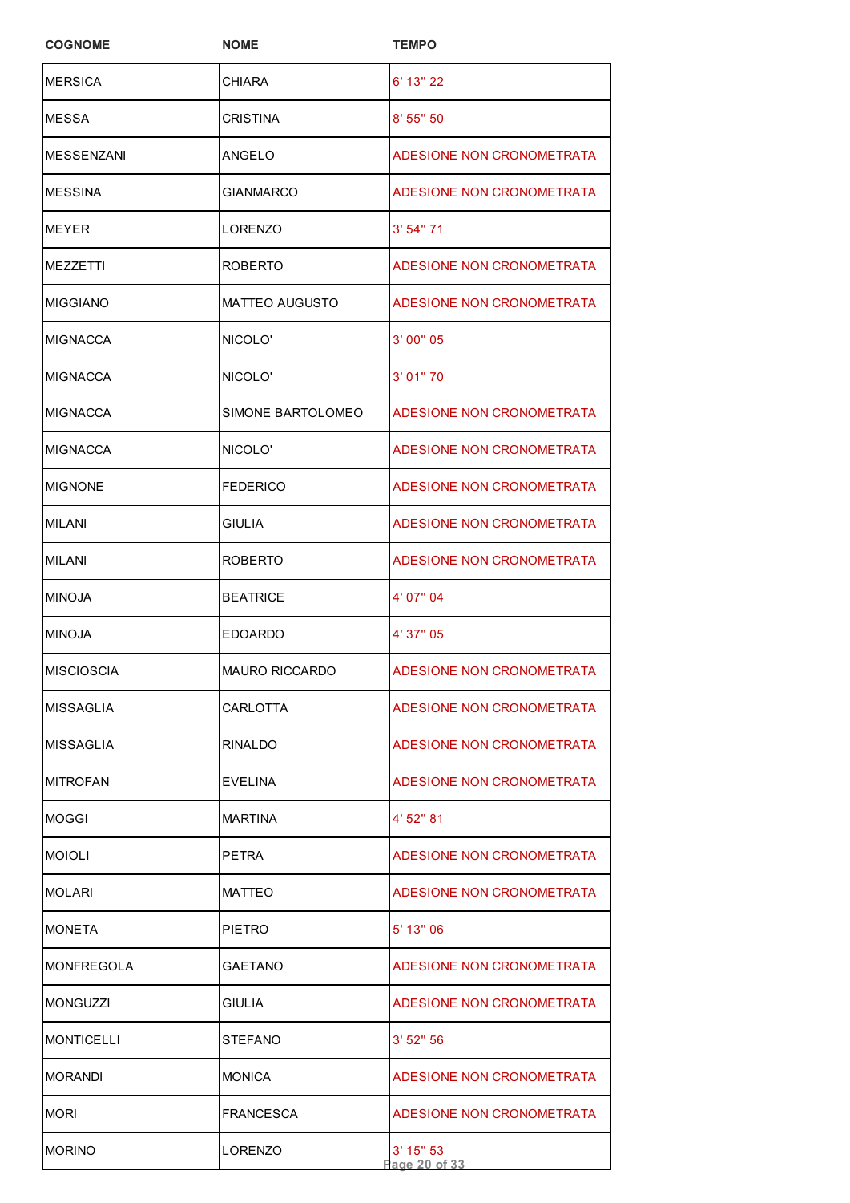| COGNOME | NOME | TEMPO |
|---|---|---|
| MERSICA | CHIARA | 6' 13" 22 |
| MESSA | CRISTINA | 8' 55" 50 |
| MESSENZANI | ANGELO | ADESIONE NON CRONOMETRATA |
| MESSINA | GIANMARCO | ADESIONE NON CRONOMETRATA |
| MEYER | LORENZO | 3' 54" 71 |
| MEZZETTI | ROBERTO | ADESIONE NON CRONOMETRATA |
| MIGGIANO | MATTEO AUGUSTO | ADESIONE NON CRONOMETRATA |
| MIGNACCA | NICOLO' | 3' 00" 05 |
| MIGNACCA | NICOLO' | 3' 01" 70 |
| MIGNACCA | SIMONE BARTOLOMEO | ADESIONE NON CRONOMETRATA |
| MIGNACCA | NICOLO' | ADESIONE NON CRONOMETRATA |
| MIGNONE | FEDERICO | ADESIONE NON CRONOMETRATA |
| MILANI | GIULIA | ADESIONE NON CRONOMETRATA |
| MILANI | ROBERTO | ADESIONE NON CRONOMETRATA |
| MINOJA | BEATRICE | 4' 07" 04 |
| MINOJA | EDOARDO | 4' 37" 05 |
| MISCIOSCIA | MAURO RICCARDO | ADESIONE NON CRONOMETRATA |
| MISSAGLIA | CARLOTTA | ADESIONE NON CRONOMETRATA |
| MISSAGLIA | RINALDO | ADESIONE NON CRONOMETRATA |
| MITROFAN | EVELINA | ADESIONE NON CRONOMETRATA |
| MOGGI | MARTINA | 4' 52" 81 |
| MOIOLI | PETRA | ADESIONE NON CRONOMETRATA |
| MOLARI | MATTEO | ADESIONE NON CRONOMETRATA |
| MONETA | PIETRO | 5' 13" 06 |
| MONFREGOLA | GAETANO | ADESIONE NON CRONOMETRATA |
| MONGUZZI | GIULIA | ADESIONE NON CRONOMETRATA |
| MONTICELLI | STEFANO | 3' 52" 56 |
| MORANDI | MONICA | ADESIONE NON CRONOMETRATA |
| MORI | FRANCESCA | ADESIONE NON CRONOMETRATA |
| MORINO | LORENZO | 3' 15" 53 |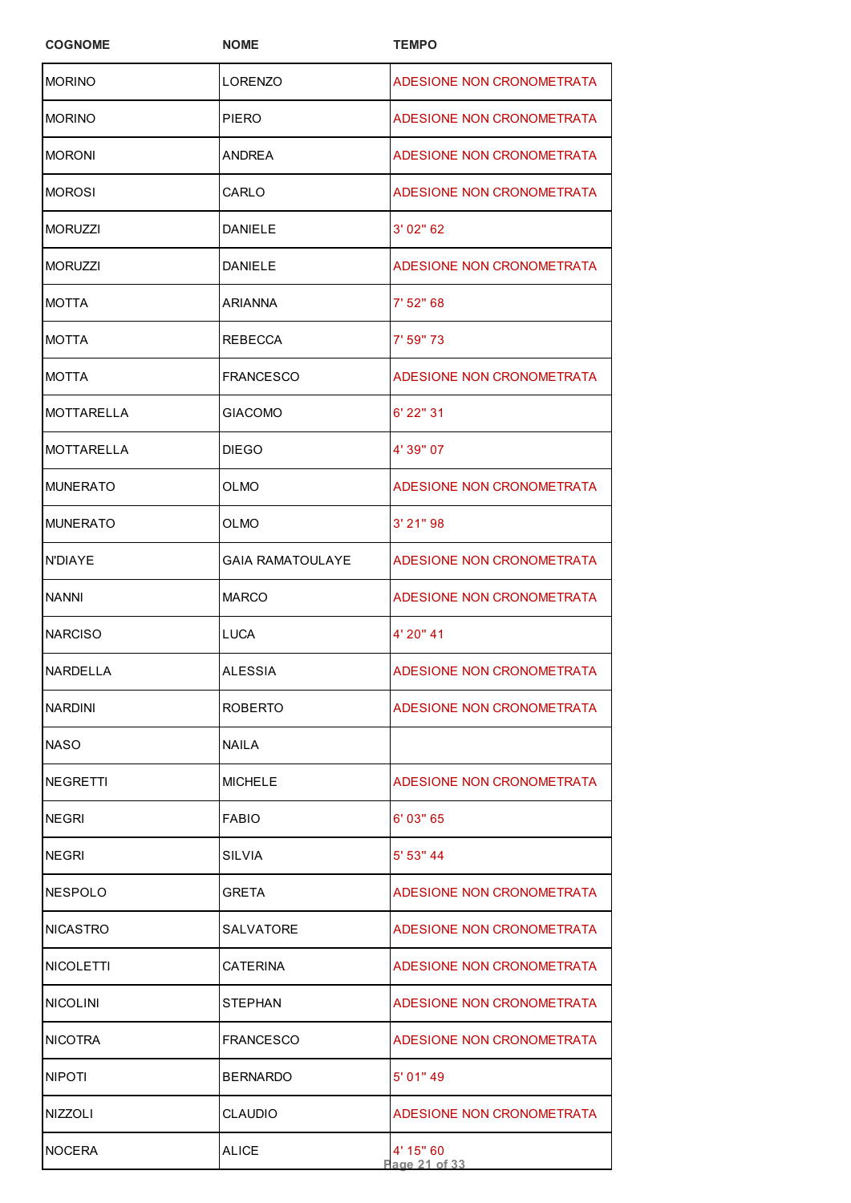| COGNOME | NOME | TEMPO |
|---|---|---|
| MORINO | LORENZO | ADESIONE NON CRONOMETRATA |
| MORINO | PIERO | ADESIONE NON CRONOMETRATA |
| MORONI | ANDREA | ADESIONE NON CRONOMETRATA |
| MOROSI | CARLO | ADESIONE NON CRONOMETRATA |
| MORUZZI | DANIELE | 3' 02" 62 |
| MORUZZI | DANIELE | ADESIONE NON CRONOMETRATA |
| MOTTA | ARIANNA | 7' 52" 68 |
| MOTTA | REBECCA | 7' 59" 73 |
| MOTTA | FRANCESCO | ADESIONE NON CRONOMETRATA |
| MOTTARELLA | GIACOMO | 6' 22" 31 |
| MOTTARELLA | DIEGO | 4' 39" 07 |
| MUNERATO | OLMO | ADESIONE NON CRONOMETRATA |
| MUNERATO | OLMO | 3' 21" 98 |
| N'DIAYE | GAIA RAMATOULAYE | ADESIONE NON CRONOMETRATA |
| NANNI | MARCO | ADESIONE NON CRONOMETRATA |
| NARCISO | LUCA | 4' 20" 41 |
| NARDELLA | ALESSIA | ADESIONE NON CRONOMETRATA |
| NARDINI | ROBERTO | ADESIONE NON CRONOMETRATA |
| NASO | NAILA | |
| NEGRETTI | MICHELE | ADESIONE NON CRONOMETRATA |
| NEGRI | FABIO | 6' 03" 65 |
| NEGRI | SILVIA | 5' 53" 44 |
| NESPOLO | GRETA | ADESIONE NON CRONOMETRATA |
| NICASTRO | SALVATORE | ADESIONE NON CRONOMETRATA |
| NICOLETTI | CATERINA | ADESIONE NON CRONOMETRATA |
| NICOLINI | STEPHAN | ADESIONE NON CRONOMETRATA |
| NICOTRA | FRANCESCO | ADESIONE NON CRONOMETRATA |
| NIPOTI | BERNARDO | 5' 01" 49 |
| NIZZOLI | CLAUDIO | ADESIONE NON CRONOMETRATA |
| NOCERA | ALICE | 4' 15" 60 |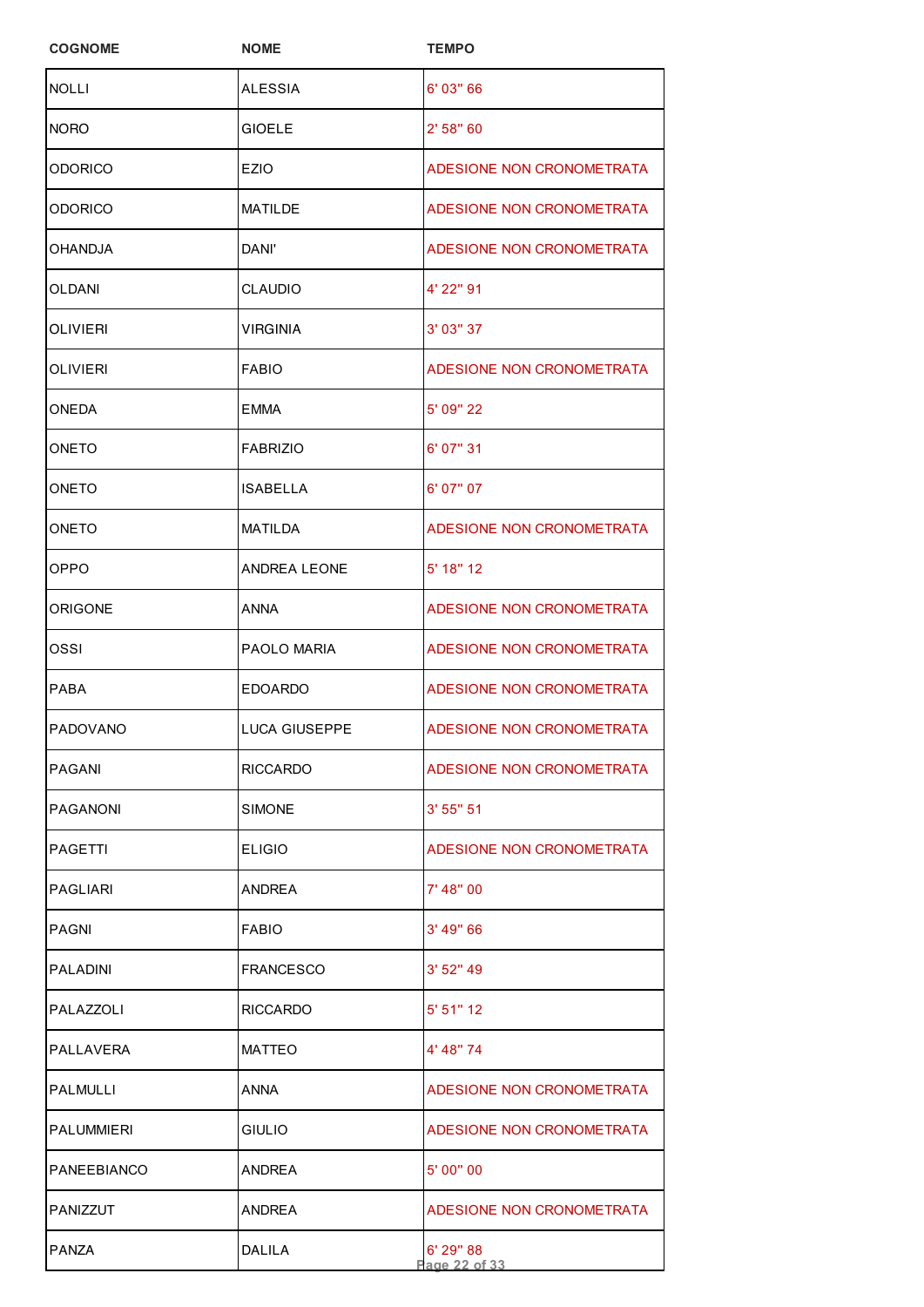| COGNOME | NOME | TEMPO |
|---|---|---|
| NOLLI | ALESSIA | 6' 03" 66 |
| NORO | GIOELE | 2' 58" 60 |
| ODORICO | EZIO | ADESIONE NON CRONOMETRATA |
| ODORICO | MATILDE | ADESIONE NON CRONOMETRATA |
| OHANDJA | DANI' | ADESIONE NON CRONOMETRATA |
| OLDANI | CLAUDIO | 4' 22" 91 |
| OLIVIERI | VIRGINIA | 3' 03" 37 |
| OLIVIERI | FABIO | ADESIONE NON CRONOMETRATA |
| ONEDA | EMMA | 5' 09" 22 |
| ONETO | FABRIZIO | 6' 07" 31 |
| ONETO | ISABELLA | 6' 07" 07 |
| ONETO | MATILDA | ADESIONE NON CRONOMETRATA |
| OPPO | ANDREA LEONE | 5' 18" 12 |
| ORIGONE | ANNA | ADESIONE NON CRONOMETRATA |
| OSSI | PAOLO MARIA | ADESIONE NON CRONOMETRATA |
| PABA | EDOARDO | ADESIONE NON CRONOMETRATA |
| PADOVANO | LUCA GIUSEPPE | ADESIONE NON CRONOMETRATA |
| PAGANI | RICCARDO | ADESIONE NON CRONOMETRATA |
| PAGANONI | SIMONE | 3' 55" 51 |
| PAGETTI | ELIGIO | ADESIONE NON CRONOMETRATA |
| PAGLIARI | ANDREA | 7' 48" 00 |
| PAGNI | FABIO | 3' 49" 66 |
| PALADINI | FRANCESCO | 3' 52" 49 |
| PALAZZOLI | RICCARDO | 5' 51" 12 |
| PALLAVERA | MATTEO | 4' 48" 74 |
| PALMULLI | ANNA | ADESIONE NON CRONOMETRATA |
| PALUMMIERI | GIULIO | ADESIONE NON CRONOMETRATA |
| PANEEBIANCO | ANDREA | 5' 00" 00 |
| PANIZZUT | ANDREA | ADESIONE NON CRONOMETRATA |
| PANZA | DALILA | 6' 29" 88 |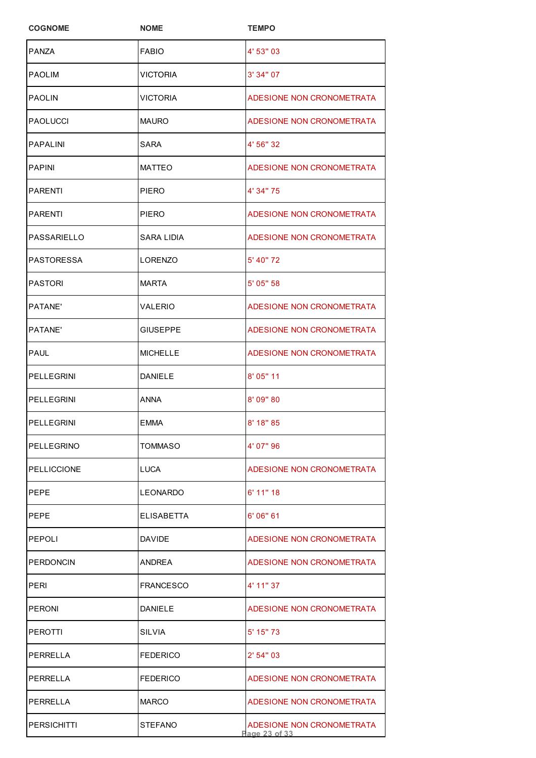| COGNOME | NOME | TEMPO |
|---|---|---|
| PANZA | FABIO | 4' 53" 03 |
| PAOLIM | VICTORIA | 3' 34" 07 |
| PAOLIN | VICTORIA | ADESIONE NON CRONOMETRATA |
| PAOLUCCI | MAURO | ADESIONE NON CRONOMETRATA |
| PAPALINI | SARA | 4' 56" 32 |
| PAPINI | MATTEO | ADESIONE NON CRONOMETRATA |
| PARENTI | PIERO | 4' 34" 75 |
| PARENTI | PIERO | ADESIONE NON CRONOMETRATA |
| PASSARIELLO | SARA LIDIA | ADESIONE NON CRONOMETRATA |
| PASTORESSA | LORENZO | 5' 40" 72 |
| PASTORI | MARTA | 5' 05" 58 |
| PATANE' | VALERIO | ADESIONE NON CRONOMETRATA |
| PATANE' | GIUSEPPE | ADESIONE NON CRONOMETRATA |
| PAUL | MICHELLE | ADESIONE NON CRONOMETRATA |
| PELLEGRINI | DANIELE | 8' 05" 11 |
| PELLEGRINI | ANNA | 8' 09" 80 |
| PELLEGRINI | EMMA | 8' 18" 85 |
| PELLEGRINO | TOMMASO | 4' 07" 96 |
| PELLICCIONE | LUCA | ADESIONE NON CRONOMETRATA |
| PEPE | LEONARDO | 6' 11" 18 |
| PEPE | ELISABETTA | 6' 06" 61 |
| PEPOLI | DAVIDE | ADESIONE NON CRONOMETRATA |
| PERDONCIN | ANDREA | ADESIONE NON CRONOMETRATA |
| PERI | FRANCESCO | 4' 11" 37 |
| PERONI | DANIELE | ADESIONE NON CRONOMETRATA |
| PEROTTI | SILVIA | 5' 15" 73 |
| PERRELLA | FEDERICO | 2' 54" 03 |
| PERRELLA | FEDERICO | ADESIONE NON CRONOMETRATA |
| PERRELLA | MARCO | ADESIONE NON CRONOMETRATA |
| PERSICHITTI | STEFANO | ADESIONE NON CRONOMETRATA |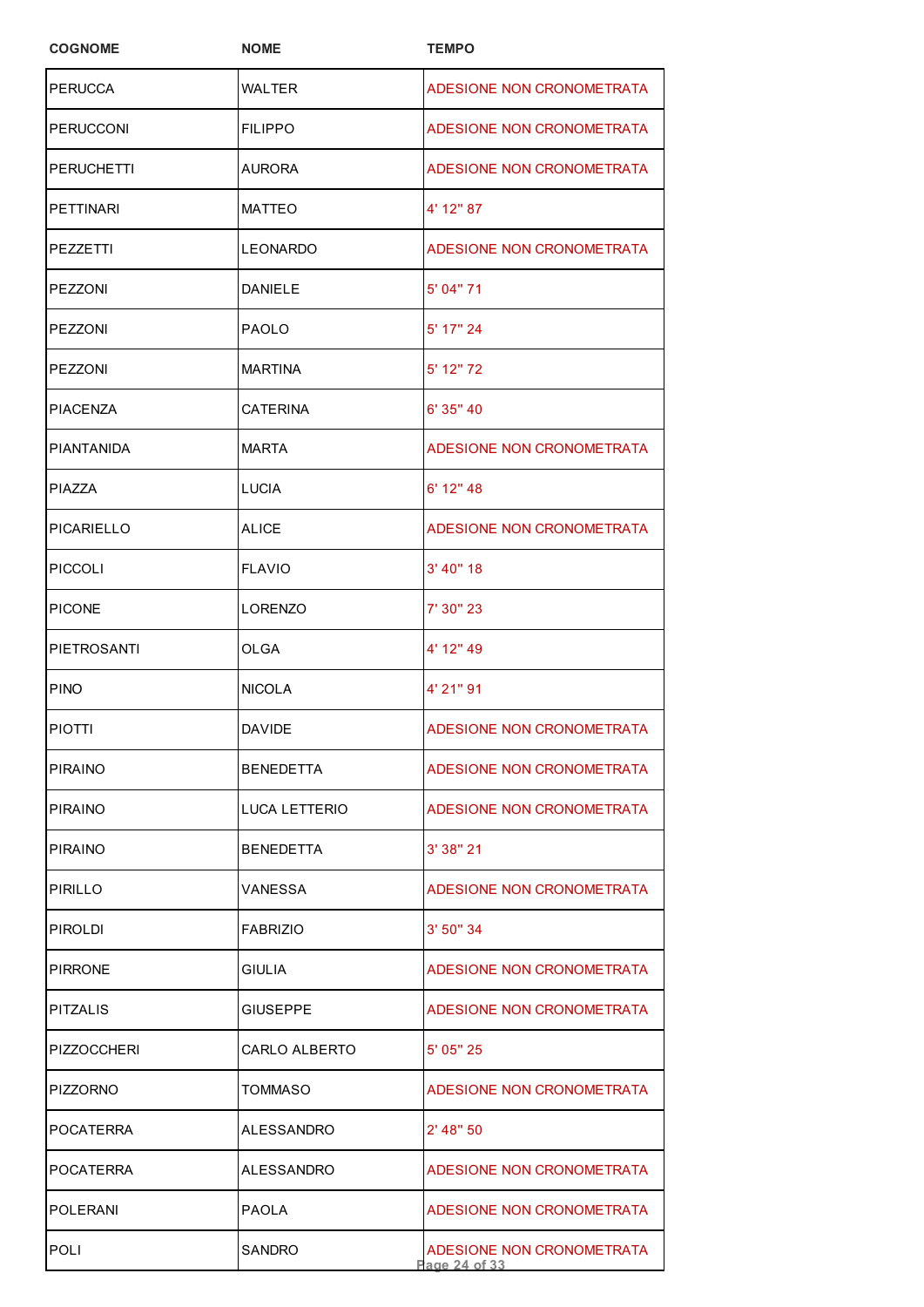| COGNOME | NOME | TEMPO |
|---|---|---|
| PERUCCA | WALTER | ADESIONE NON CRONOMETRATA |
| PERUCCONI | FILIPPO | ADESIONE NON CRONOMETRATA |
| PERUCHETTI | AURORA | ADESIONE NON CRONOMETRATA |
| PETTINARI | MATTEO | 4' 12" 87 |
| PEZZETTI | LEONARDO | ADESIONE NON CRONOMETRATA |
| PEZZONI | DANIELE | 5' 04" 71 |
| PEZZONI | PAOLO | 5' 17" 24 |
| PEZZONI | MARTINA | 5' 12" 72 |
| PIACENZA | CATERINA | 6' 35" 40 |
| PIANTANIDA | MARTA | ADESIONE NON CRONOMETRATA |
| PIAZZA | LUCIA | 6' 12" 48 |
| PICARIELLO | ALICE | ADESIONE NON CRONOMETRATA |
| PICCOLI | FLAVIO | 3' 40" 18 |
| PICONE | LORENZO | 7' 30" 23 |
| PIETROSANTI | OLGA | 4' 12" 49 |
| PINO | NICOLA | 4' 21" 91 |
| PIOTTI | DAVIDE | ADESIONE NON CRONOMETRATA |
| PIRAINO | BENEDETTA | ADESIONE NON CRONOMETRATA |
| PIRAINO | LUCA LETTERIO | ADESIONE NON CRONOMETRATA |
| PIRAINO | BENEDETTA | 3' 38" 21 |
| PIRILLO | VANESSA | ADESIONE NON CRONOMETRATA |
| PIROLDI | FABRIZIO | 3' 50" 34 |
| PIRRONE | GIULIA | ADESIONE NON CRONOMETRATA |
| PITZALIS | GIUSEPPE | ADESIONE NON CRONOMETRATA |
| PIZZOCCHERI | CARLO ALBERTO | 5' 05" 25 |
| PIZZORNO | TOMMASO | ADESIONE NON CRONOMETRATA |
| POCATERRA | ALESSANDRO | 2' 48" 50 |
| POCATERRA | ALESSANDRO | ADESIONE NON CRONOMETRATA |
| POLERANI | PAOLA | ADESIONE NON CRONOMETRATA |
| POLI | SANDRO | ADESIONE NON CRONOMETRATA |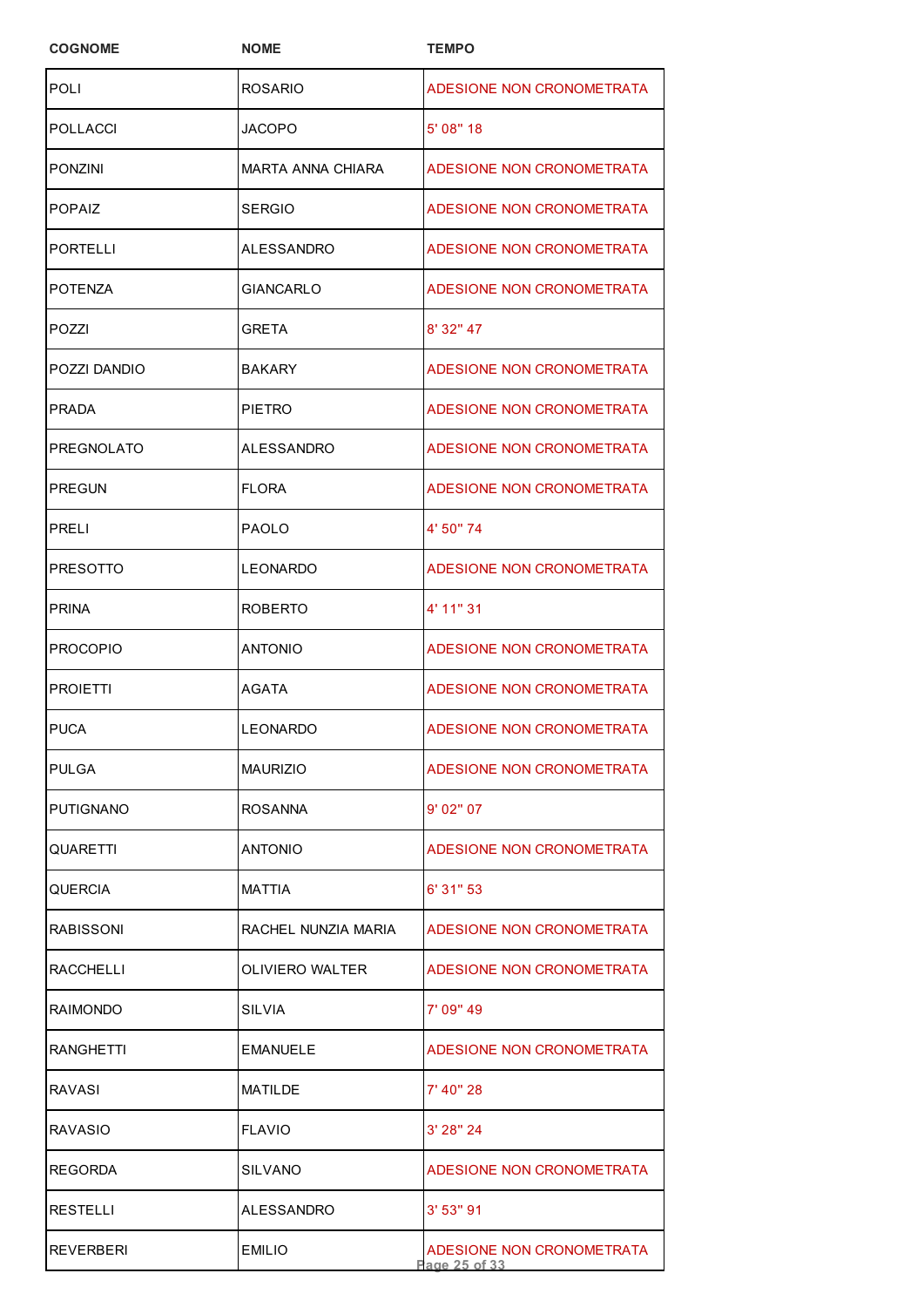| COGNOME | NOME | TEMPO |
|---|---|---|
| POLI | ROSARIO | ADESIONE NON CRONOMETRATA |
| POLLACCI | JACOPO | 5' 08" 18 |
| PONZINI | MARTA ANNA CHIARA | ADESIONE NON CRONOMETRATA |
| POPAIZ | SERGIO | ADESIONE NON CRONOMETRATA |
| PORTELLI | ALESSANDRO | ADESIONE NON CRONOMETRATA |
| POTENZA | GIANCARLO | ADESIONE NON CRONOMETRATA |
| POZZI | GRETA | 8' 32" 47 |
| POZZI DANDIO | BAKARY | ADESIONE NON CRONOMETRATA |
| PRADA | PIETRO | ADESIONE NON CRONOMETRATA |
| PREGNOLATO | ALESSANDRO | ADESIONE NON CRONOMETRATA |
| PREGUN | FLORA | ADESIONE NON CRONOMETRATA |
| PRELI | PAOLO | 4' 50" 74 |
| PRESOTTO | LEONARDO | ADESIONE NON CRONOMETRATA |
| PRINA | ROBERTO | 4' 11" 31 |
| PROCOPIO | ANTONIO | ADESIONE NON CRONOMETRATA |
| PROIETTI | AGATA | ADESIONE NON CRONOMETRATA |
| PUCA | LEONARDO | ADESIONE NON CRONOMETRATA |
| PULGA | MAURIZIO | ADESIONE NON CRONOMETRATA |
| PUTIGNANO | ROSANNA | 9' 02" 07 |
| QUARETTI | ANTONIO | ADESIONE NON CRONOMETRATA |
| QUERCIA | MATTIA | 6' 31" 53 |
| RABISSONI | RACHEL NUNZIA MARIA | ADESIONE NON CRONOMETRATA |
| RACCHELLI | OLIVIERO WALTER | ADESIONE NON CRONOMETRATA |
| RAIMONDO | SILVIA | 7' 09" 49 |
| RANGHETTI | EMANUELE | ADESIONE NON CRONOMETRATA |
| RAVASI | MATILDE | 7' 40" 28 |
| RAVASIO | FLAVIO | 3' 28" 24 |
| REGORDA | SILVANO | ADESIONE NON CRONOMETRATA |
| RESTELLI | ALESSANDRO | 3' 53" 91 |
| REVERBERI | EMILIO | ADESIONE NON CRONOMETRATA |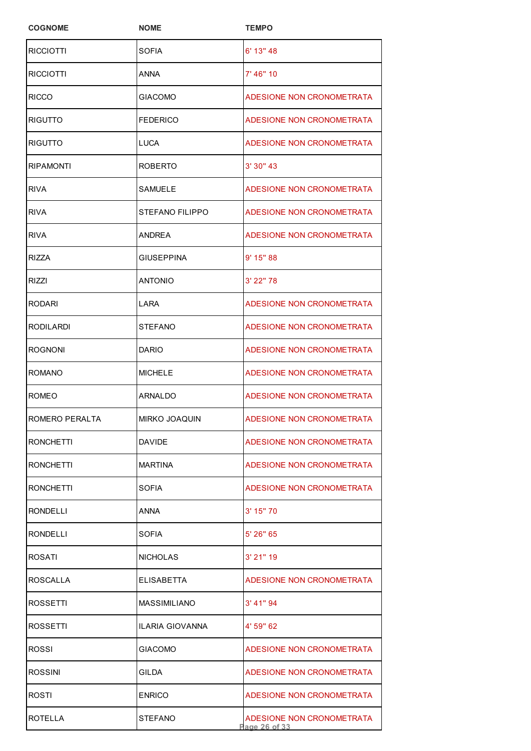| COGNOME | NOME | TEMPO |
|---|---|---|
| RICCIOTTI | SOFIA | 6' 13" 48 |
| RICCIOTTI | ANNA | 7' 46" 10 |
| RICCO | GIACOMO | ADESIONE NON CRONOMETRATA |
| RIGUTTO | FEDERICO | ADESIONE NON CRONOMETRATA |
| RIGUTTO | LUCA | ADESIONE NON CRONOMETRATA |
| RIPAMONTI | ROBERTO | 3' 30" 43 |
| RIVA | SAMUELE | ADESIONE NON CRONOMETRATA |
| RIVA | STEFANO FILIPPO | ADESIONE NON CRONOMETRATA |
| RIVA | ANDREA | ADESIONE NON CRONOMETRATA |
| RIZZA | GIUSEPPINA | 9' 15" 88 |
| RIZZI | ANTONIO | 3' 22" 78 |
| RODARI | LARA | ADESIONE NON CRONOMETRATA |
| RODILARDI | STEFANO | ADESIONE NON CRONOMETRATA |
| ROGNONI | DARIO | ADESIONE NON CRONOMETRATA |
| ROMANO | MICHELE | ADESIONE NON CRONOMETRATA |
| ROMEO | ARNALDO | ADESIONE NON CRONOMETRATA |
| ROMERO PERALTA | MIRKO JOAQUIN | ADESIONE NON CRONOMETRATA |
| RONCHETTI | DAVIDE | ADESIONE NON CRONOMETRATA |
| RONCHETTI | MARTINA | ADESIONE NON CRONOMETRATA |
| RONCHETTI | SOFIA | ADESIONE NON CRONOMETRATA |
| RONDELLI | ANNA | 3' 15" 70 |
| RONDELLI | SOFIA | 5' 26" 65 |
| ROSATI | NICHOLAS | 3' 21" 19 |
| ROSCALLA | ELISABETTA | ADESIONE NON CRONOMETRATA |
| ROSSETTI | MASSIMILIANO | 3' 41" 94 |
| ROSSETTI | ILARIA GIOVANNA | 4' 59" 62 |
| ROSSI | GIACOMO | ADESIONE NON CRONOMETRATA |
| ROSSINI | GILDA | ADESIONE NON CRONOMETRATA |
| ROSTI | ENRICO | ADESIONE NON CRONOMETRATA |
| ROTELLA | STEFANO | ADESIONE NON CRONOMETRATA |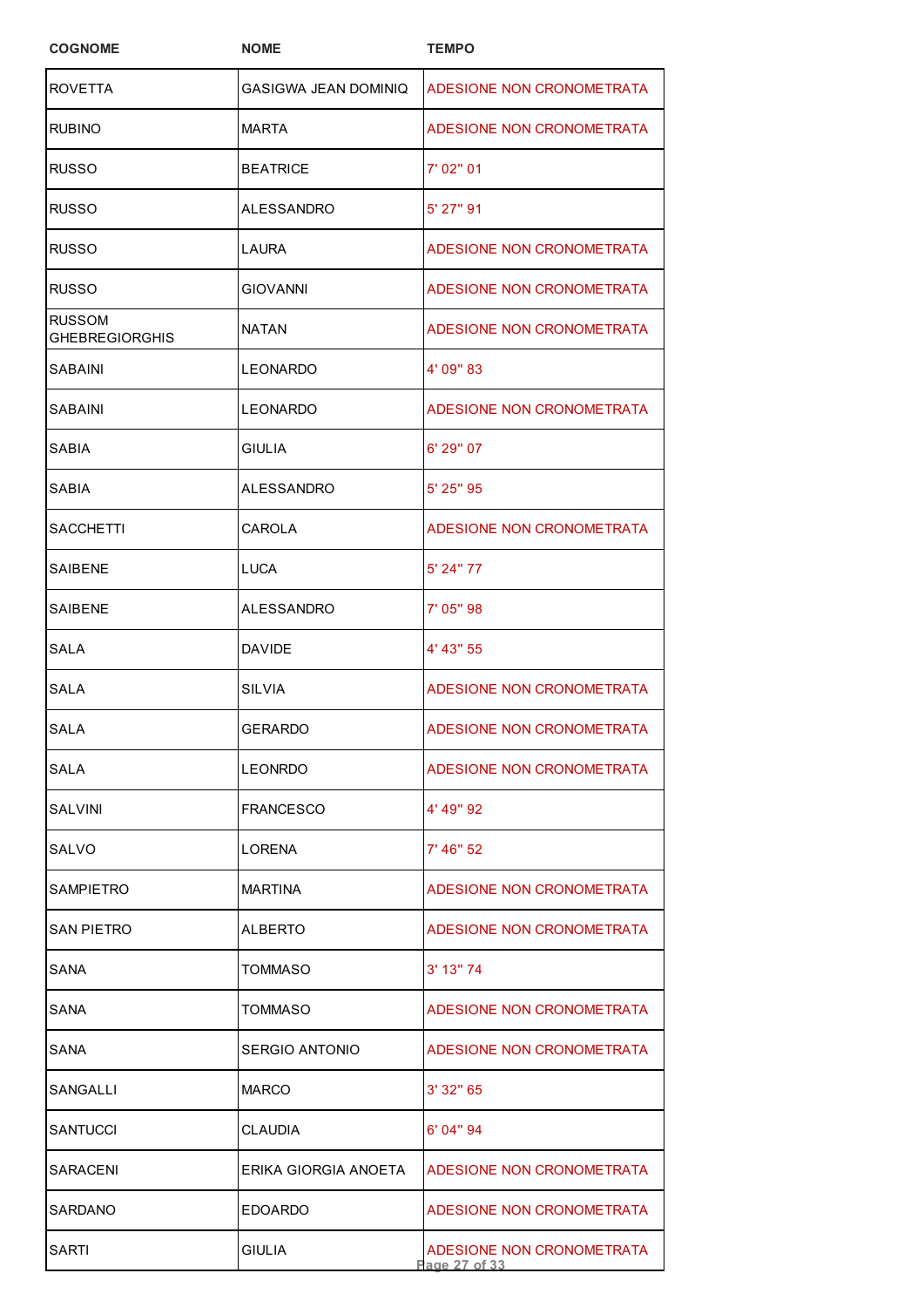| COGNOME | NOME | TEMPO |
| --- | --- | --- |
| ROVETTA | GASIGWA JEAN DOMINIQ | ADESIONE NON CRONOMETRATA |
| RUBINO | MARTA | ADESIONE NON CRONOMETRATA |
| RUSSO | BEATRICE | 7' 02" 01 |
| RUSSO | ALESSANDRO | 5' 27" 91 |
| RUSSO | LAURA | ADESIONE NON CRONOMETRATA |
| RUSSO | GIOVANNI | ADESIONE NON CRONOMETRATA |
| RUSSOM GHEBREGIORGHIS | NATAN | ADESIONE NON CRONOMETRATA |
| SABAINI | LEONARDO | 4' 09" 83 |
| SABAINI | LEONARDO | ADESIONE NON CRONOMETRATA |
| SABIA | GIULIA | 6' 29" 07 |
| SABIA | ALESSANDRO | 5' 25" 95 |
| SACCHETTI | CAROLA | ADESIONE NON CRONOMETRATA |
| SAIBENE | LUCA | 5' 24" 77 |
| SAIBENE | ALESSANDRO | 7' 05" 98 |
| SALA | DAVIDE | 4' 43" 55 |
| SALA | SILVIA | ADESIONE NON CRONOMETRATA |
| SALA | GERARDO | ADESIONE NON CRONOMETRATA |
| SALA | LEONRDO | ADESIONE NON CRONOMETRATA |
| SALVINI | FRANCESCO | 4' 49" 92 |
| SALVO | LORENA | 7' 46" 52 |
| SAMPIETRO | MARTINA | ADESIONE NON CRONOMETRATA |
| SAN PIETRO | ALBERTO | ADESIONE NON CRONOMETRATA |
| SANA | TOMMASO | 3' 13" 74 |
| SANA | TOMMASO | ADESIONE NON CRONOMETRATA |
| SANA | SERGIO ANTONIO | ADESIONE NON CRONOMETRATA |
| SANGALLI | MARCO | 3' 32" 65 |
| SANTUCCI | CLAUDIA | 6' 04" 94 |
| SARACENI | ERIKA GIORGIA ANOETA | ADESIONE NON CRONOMETRATA |
| SARDANO | EDOARDO | ADESIONE NON CRONOMETRATA |
| SARTI | GIULIA | ADESIONE NON CRONOMETRATA |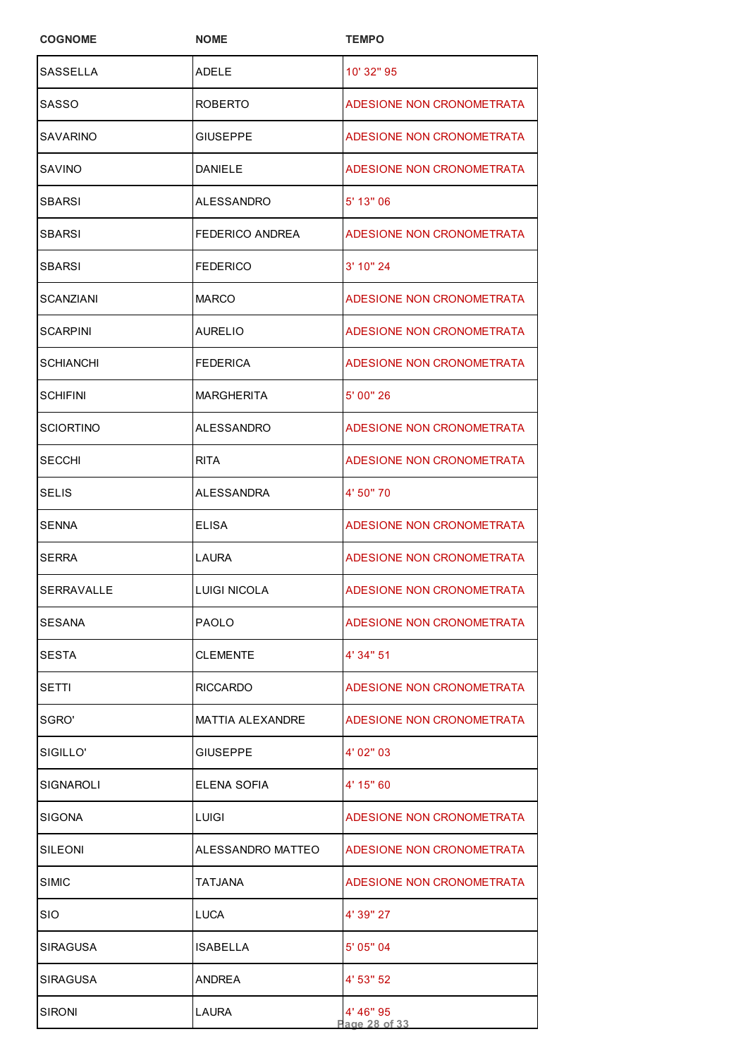| COGNOME | NOME | TEMPO |
|---|---|---|
| SASSELLA | ADELE | 10' 32" 95 |
| SASSO | ROBERTO | ADESIONE NON CRONOMETRATA |
| SAVARINO | GIUSEPPE | ADESIONE NON CRONOMETRATA |
| SAVINO | DANIELE | ADESIONE NON CRONOMETRATA |
| SBARSI | ALESSANDRO | 5' 13" 06 |
| SBARSI | FEDERICO ANDREA | ADESIONE NON CRONOMETRATA |
| SBARSI | FEDERICO | 3' 10" 24 |
| SCANZIANI | MARCO | ADESIONE NON CRONOMETRATA |
| SCARPINI | AURELIO | ADESIONE NON CRONOMETRATA |
| SCHIANCHI | FEDERICA | ADESIONE NON CRONOMETRATA |
| SCHIFINI | MARGHERITA | 5' 00" 26 |
| SCIORTINO | ALESSANDRO | ADESIONE NON CRONOMETRATA |
| SECCHI | RITA | ADESIONE NON CRONOMETRATA |
| SELIS | ALESSANDRA | 4' 50" 70 |
| SENNA | ELISA | ADESIONE NON CRONOMETRATA |
| SERRA | LAURA | ADESIONE NON CRONOMETRATA |
| SERRAVALLE | LUIGI NICOLA | ADESIONE NON CRONOMETRATA |
| SESANA | PAOLO | ADESIONE NON CRONOMETRATA |
| SESTA | CLEMENTE | 4' 34" 51 |
| SETTI | RICCARDO | ADESIONE NON CRONOMETRATA |
| SGRO' | MATTIA ALEXANDRE | ADESIONE NON CRONOMETRATA |
| SIGILLO' | GIUSEPPE | 4' 02" 03 |
| SIGNAROLI | ELENA SOFIA | 4' 15" 60 |
| SIGONA | LUIGI | ADESIONE NON CRONOMETRATA |
| SILEONI | ALESSANDRO MATTEO | ADESIONE NON CRONOMETRATA |
| SIMIC | TATJANA | ADESIONE NON CRONOMETRATA |
| SIO | LUCA | 4' 39" 27 |
| SIRAGUSA | ISABELLA | 5' 05" 04 |
| SIRAGUSA | ANDREA | 4' 53" 52 |
| SIRONI | LAURA | 4' 46" 95 |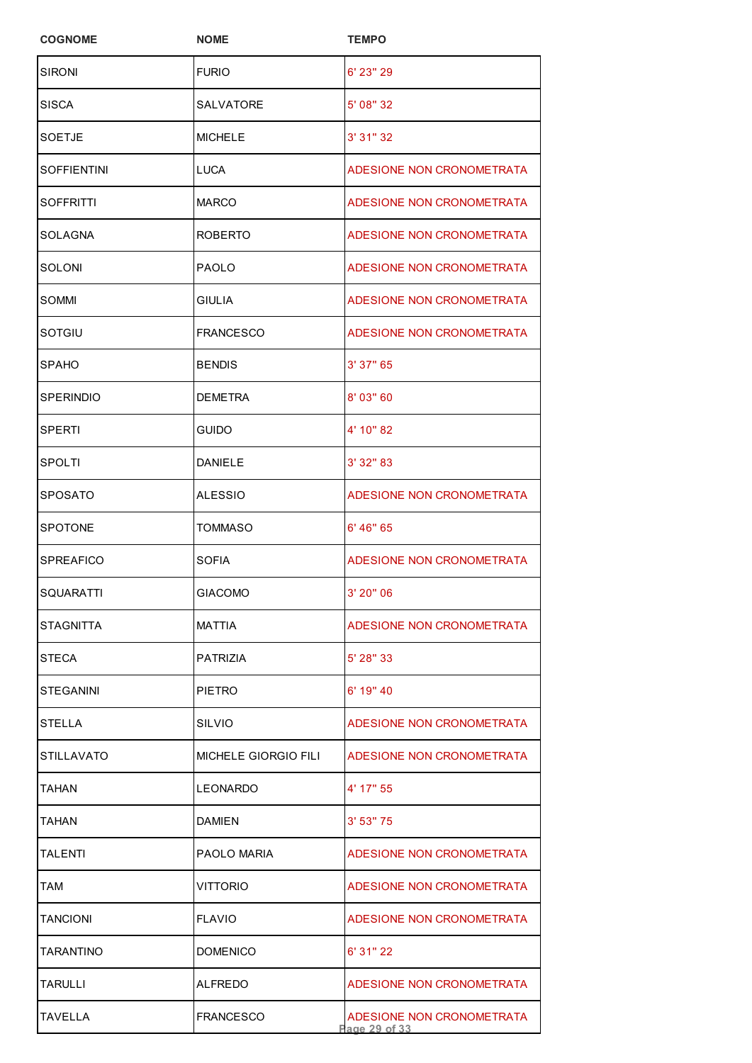| COGNOME | NOME | TEMPO |
| --- | --- | --- |
| SIRONI | FURIO | 6' 23" 29 |
| SISCA | SALVATORE | 5' 08" 32 |
| SOETJE | MICHELE | 3' 31" 32 |
| SOFFIENTINI | LUCA | ADESIONE NON CRONOMETRATA |
| SOFFRITTI | MARCO | ADESIONE NON CRONOMETRATA |
| SOLAGNA | ROBERTO | ADESIONE NON CRONOMETRATA |
| SOLONI | PAOLO | ADESIONE NON CRONOMETRATA |
| SOMMI | GIULIA | ADESIONE NON CRONOMETRATA |
| SOTGIU | FRANCESCO | ADESIONE NON CRONOMETRATA |
| SPAHO | BENDIS | 3' 37" 65 |
| SPERINDIO | DEMETRA | 8' 03" 60 |
| SPERTI | GUIDO | 4' 10" 82 |
| SPOLTI | DANIELE | 3' 32" 83 |
| SPOSATO | ALESSIO | ADESIONE NON CRONOMETRATA |
| SPOTONE | TOMMASO | 6' 46" 65 |
| SPREAFICO | SOFIA | ADESIONE NON CRONOMETRATA |
| SQUARATTI | GIACOMO | 3' 20" 06 |
| STAGNITTA | MATTIA | ADESIONE NON CRONOMETRATA |
| STECA | PATRIZIA | 5' 28" 33 |
| STEGANINI | PIETRO | 6' 19" 40 |
| STELLA | SILVIO | ADESIONE NON CRONOMETRATA |
| STILLAVATO | MICHELE GIORGIO FILI | ADESIONE NON CRONOMETRATA |
| TAHAN | LEONARDO | 4' 17" 55 |
| TAHAN | DAMIEN | 3' 53" 75 |
| TALENTI | PAOLO MARIA | ADESIONE NON CRONOMETRATA |
| TAM | VITTORIO | ADESIONE NON CRONOMETRATA |
| TANCIONI | FLAVIO | ADESIONE NON CRONOMETRATA |
| TARANTINO | DOMENICO | 6' 31" 22 |
| TARULLI | ALFREDO | ADESIONE NON CRONOMETRATA |
| TAVELLA | FRANCESCO | ADESIONE NON CRONOMETRATA |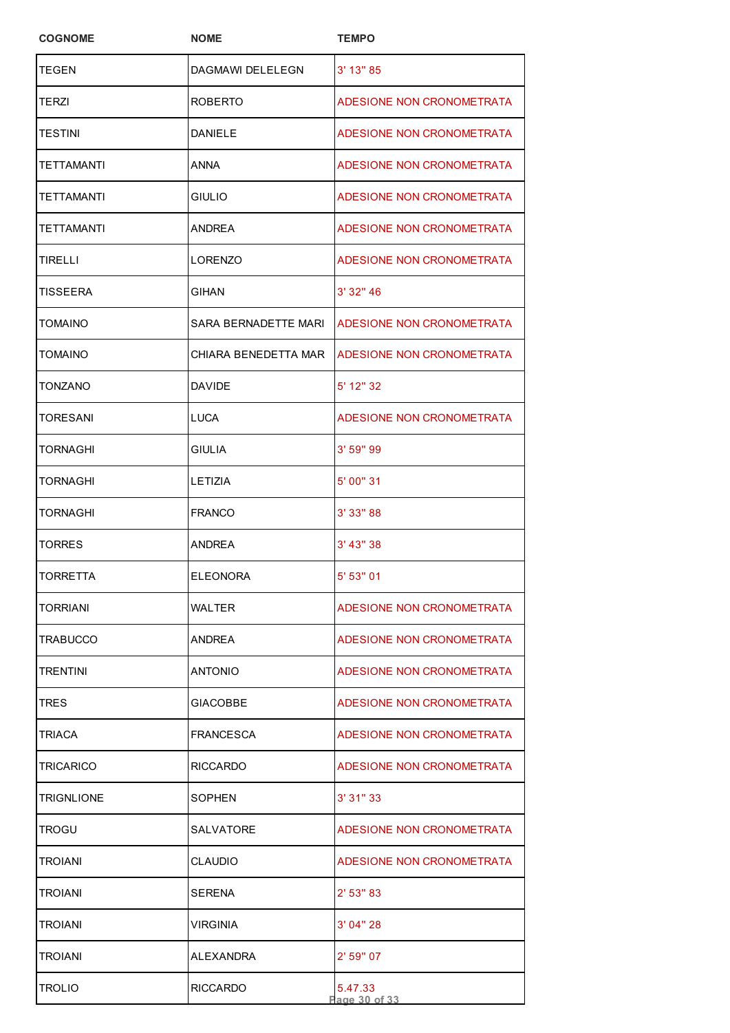| COGNOME | NOME | TEMPO |
|---|---|---|
| TEGEN | DAGMAWI DELELEGN | 3' 13" 85 |
| TERZI | ROBERTO | ADESIONE NON CRONOMETRATA |
| TESTINI | DANIELE | ADESIONE NON CRONOMETRATA |
| TETTAMANTI | ANNA | ADESIONE NON CRONOMETRATA |
| TETTAMANTI | GIULIO | ADESIONE NON CRONOMETRATA |
| TETTAMANTI | ANDREA | ADESIONE NON CRONOMETRATA |
| TIRELLI | LORENZO | ADESIONE NON CRONOMETRATA |
| TISSEERA | GIHAN | 3' 32" 46 |
| TOMAINO | SARA BERNADETTE MARI | ADESIONE NON CRONOMETRATA |
| TOMAINO | CHIARA BENEDETTA MAR | ADESIONE NON CRONOMETRATA |
| TONZANO | DAVIDE | 5' 12" 32 |
| TORESANI | LUCA | ADESIONE NON CRONOMETRATA |
| TORNAGHI | GIULIA | 3' 59" 99 |
| TORNAGHI | LETIZIA | 5' 00" 31 |
| TORNAGHI | FRANCO | 3' 33" 88 |
| TORRES | ANDREA | 3' 43" 38 |
| TORRETTA | ELEONORA | 5' 53" 01 |
| TORRIANI | WALTER | ADESIONE NON CRONOMETRATA |
| TRABUCCO | ANDREA | ADESIONE NON CRONOMETRATA |
| TRENTINI | ANTONIO | ADESIONE NON CRONOMETRATA |
| TRES | GIACOBBE | ADESIONE NON CRONOMETRATA |
| TRIACA | FRANCESCA | ADESIONE NON CRONOMETRATA |
| TRICARICO | RICCARDO | ADESIONE NON CRONOMETRATA |
| TRIGNLIONE | SOPHEN | 3' 31" 33 |
| TROGU | SALVATORE | ADESIONE NON CRONOMETRATA |
| TROIANI | CLAUDIO | ADESIONE NON CRONOMETRATA |
| TROIANI | SERENA | 2' 53" 83 |
| TROIANI | VIRGINIA | 3' 04" 28 |
| TROIANI | ALEXANDRA | 2' 59" 07 |
| TROLIO | RICCARDO | 5.47.33 |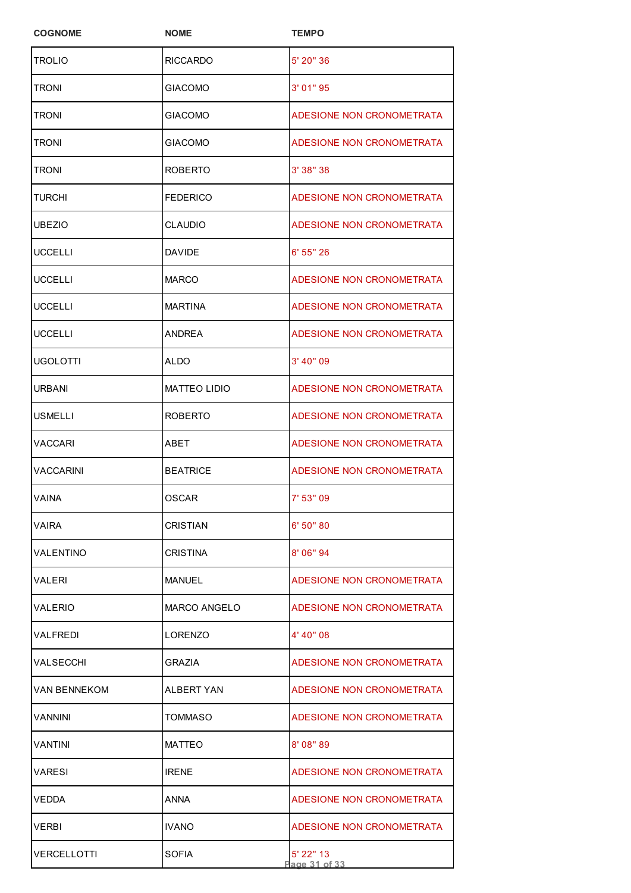| COGNOME | NOME | TEMPO |
| --- | --- | --- |
| TROLIO | RICCARDO | 5' 20" 36 |
| TRONI | GIACOMO | 3' 01" 95 |
| TRONI | GIACOMO | ADESIONE NON CRONOMETRATA |
| TRONI | GIACOMO | ADESIONE NON CRONOMETRATA |
| TRONI | ROBERTO | 3' 38" 38 |
| TURCHI | FEDERICO | ADESIONE NON CRONOMETRATA |
| UBEZIO | CLAUDIO | ADESIONE NON CRONOMETRATA |
| UCCELLI | DAVIDE | 6' 55" 26 |
| UCCELLI | MARCO | ADESIONE NON CRONOMETRATA |
| UCCELLI | MARTINA | ADESIONE NON CRONOMETRATA |
| UCCELLI | ANDREA | ADESIONE NON CRONOMETRATA |
| UGOLOTTI | ALDO | 3' 40" 09 |
| URBANI | MATTEO LIDIO | ADESIONE NON CRONOMETRATA |
| USMELLI | ROBERTO | ADESIONE NON CRONOMETRATA |
| VACCARI | ABET | ADESIONE NON CRONOMETRATA |
| VACCARINI | BEATRICE | ADESIONE NON CRONOMETRATA |
| VAINA | OSCAR | 7' 53" 09 |
| VAIRA | CRISTIAN | 6' 50" 80 |
| VALENTINO | CRISTINA | 8' 06" 94 |
| VALERI | MANUEL | ADESIONE NON CRONOMETRATA |
| VALERIO | MARCO ANGELO | ADESIONE NON CRONOMETRATA |
| VALFREDI | LORENZO | 4' 40" 08 |
| VALSECCHI | GRAZIA | ADESIONE NON CRONOMETRATA |
| VAN BENNEKOM | ALBERT YAN | ADESIONE NON CRONOMETRATA |
| VANNINI | TOMMASO | ADESIONE NON CRONOMETRATA |
| VANTINI | MATTEO | 8' 08" 89 |
| VARESI | IRENE | ADESIONE NON CRONOMETRATA |
| VEDDA | ANNA | ADESIONE NON CRONOMETRATA |
| VERBI | IVANO | ADESIONE NON CRONOMETRATA |
| VERCELLOTTI | SOFIA | 5' 22" 13 |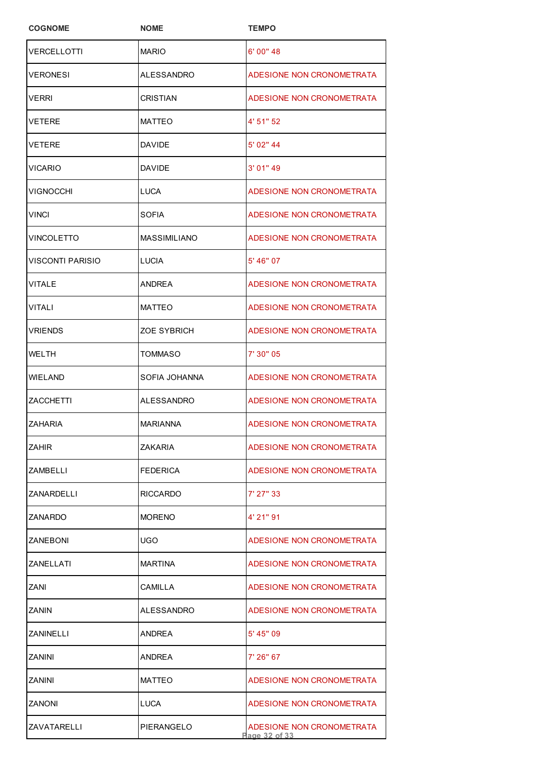| COGNOME | NOME | TEMPO |
|---|---|---|
| VERCELLOTTI | MARIO | 6' 00" 48 |
| VERONESI | ALESSANDRO | ADESIONE NON CRONOMETRATA |
| VERRI | CRISTIAN | ADESIONE NON CRONOMETRATA |
| VETERE | MATTEO | 4' 51" 52 |
| VETERE | DAVIDE | 5' 02" 44 |
| VICARIO | DAVIDE | 3' 01" 49 |
| VIGNOCCHI | LUCA | ADESIONE NON CRONOMETRATA |
| VINCI | SOFIA | ADESIONE NON CRONOMETRATA |
| VINCOLETTO | MASSIMILIANO | ADESIONE NON CRONOMETRATA |
| VISCONTI PARISIO | LUCIA | 5' 46" 07 |
| VITALE | ANDREA | ADESIONE NON CRONOMETRATA |
| VITALI | MATTEO | ADESIONE NON CRONOMETRATA |
| VRIENDS | ZOE SYBRICH | ADESIONE NON CRONOMETRATA |
| WELTH | TOMMASO | 7' 30" 05 |
| WIELAND | SOFIA JOHANNA | ADESIONE NON CRONOMETRATA |
| ZACCHETTI | ALESSANDRO | ADESIONE NON CRONOMETRATA |
| ZAHARIA | MARIANNA | ADESIONE NON CRONOMETRATA |
| ZAHIR | ZAKARIA | ADESIONE NON CRONOMETRATA |
| ZAMBELLI | FEDERICA | ADESIONE NON CRONOMETRATA |
| ZANARDELLI | RICCARDO | 7' 27" 33 |
| ZANARDO | MORENO | 4' 21" 91 |
| ZANEBONI | UGO | ADESIONE NON CRONOMETRATA |
| ZANELLATI | MARTINA | ADESIONE NON CRONOMETRATA |
| ZANI | CAMILLA | ADESIONE NON CRONOMETRATA |
| ZANIN | ALESSANDRO | ADESIONE NON CRONOMETRATA |
| ZANINELLI | ANDREA | 5' 45" 09 |
| ZANINI | ANDREA | 7' 26" 67 |
| ZANINI | MATTEO | ADESIONE NON CRONOMETRATA |
| ZANONI | LUCA | ADESIONE NON CRONOMETRATA |
| ZAVATARELLI | PIERANGELO | ADESIONE NON CRONOMETRATA |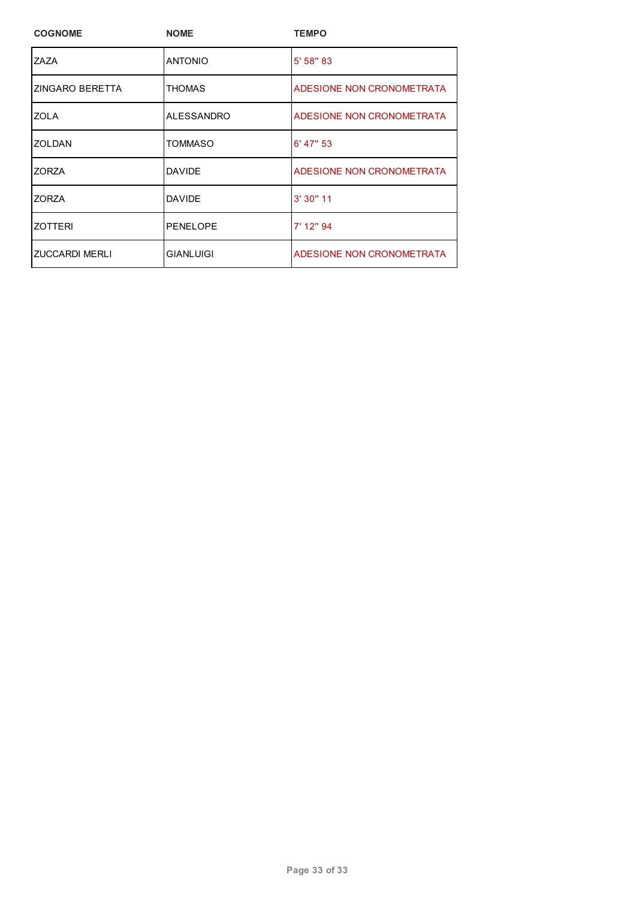| COGNOME | NOME | TEMPO |
|---|---|---|
| ZAZA | ANTONIO | 5' 58'' 83 |
| ZINGARO BERETTA | THOMAS | ADESIONE NON CRONOMETRATA |
| ZOLA | ALESSANDRO | ADESIONE NON CRONOMETRATA |
| ZOLDAN | TOMMASO | 6' 47'' 53 |
| ZORZA | DAVIDE | ADESIONE NON CRONOMETRATA |
| ZORZA | DAVIDE | 3' 30'' 11 |
| ZOTTERI | PENELOPE | 7' 12'' 94 |
| ZUCCARDI MERLI | GIANLUIGI | ADESIONE NON CRONOMETRATA |